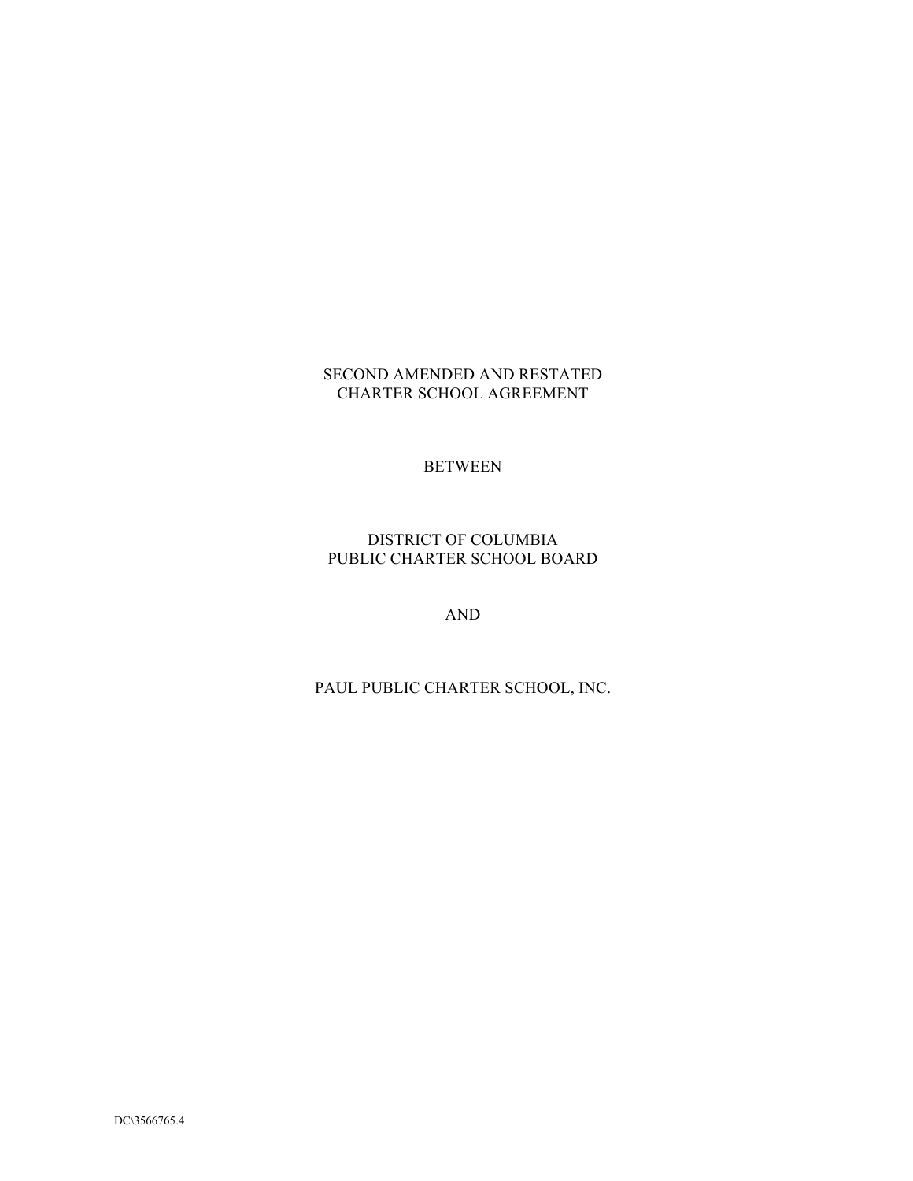# SECOND AMENDED AND RESTATED CHARTER SCHOOL AGREEMENT

BETWEEN

DISTRICT OF COLUMBIA PUBLIC CHARTER SCHOOL BOARD

AND

PAUL PUBLIC CHARTER SCHOOL, INC.

DC\3566765.4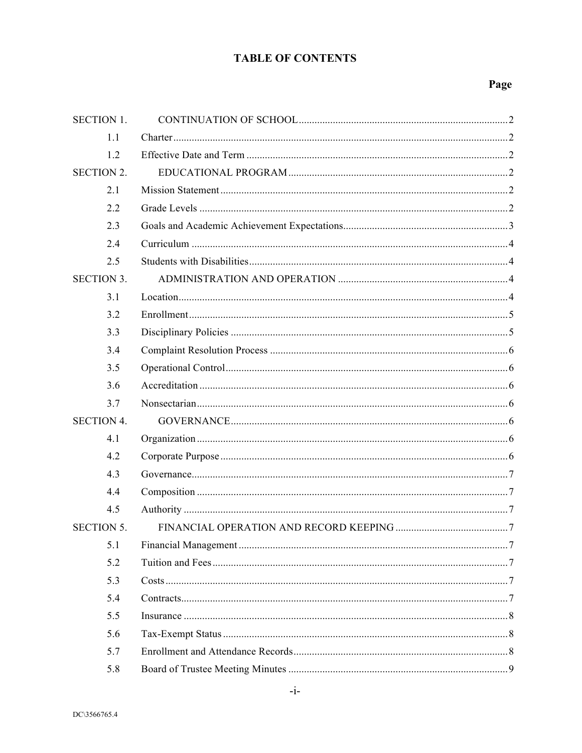# TABLE OF CONTENTS

| | | Page |
|---|---|---|
| SECTION 1. | CONTINUATION OF SCHOOL | 2 |
| 1.1 | Charter | 2 |
| 1.2 | Effective Date and Term | 2 |
| SECTION 2. | EDUCATIONAL PROGRAM | 2 |
| 2.1 | Mission Statement | 2 |
| 2.2 | Grade Levels | 2 |
| 2.3 | Goals and Academic Achievement Expectations | 3 |
| 2.4 | Curriculum | 4 |
| 2.5 | Students with Disabilities | 4 |
| SECTION 3. | ADMINISTRATION AND OPERATION | 4 |
| 3.1 | Location | 4 |
| 3.2 | Enrollment | 5 |
| 3.3 | Disciplinary Policies | 5 |
| 3.4 | Complaint Resolution Process | 6 |
| 3.5 | Operational Control | 6 |
| 3.6 | Accreditation | 6 |
| 3.7 | Nonsectarian | 6 |
| SECTION 4. | GOVERNANCE | 6 |
| 4.1 | Organization | 6 |
| 4.2 | Corporate Purpose | 6 |
| 4.3 | Governance | 7 |
| 4.4 | Composition | 7 |
| 4.5 | Authority | 7 |
| SECTION 5. | FINANCIAL OPERATION AND RECORD KEEPING | 7 |
| 5.1 | Financial Management | 7 |
| 5.2 | Tuition and Fees | 7 |
| 5.3 | Costs | 7 |
| 5.4 | Contracts | 7 |
| 5.5 | Insurance | 8 |
| 5.6 | Tax-Exempt Status | 8 |
| 5.7 | Enrollment and Attendance Records | 8 |
| 5.8 | Board of Trustee Meeting Minutes | 9 |

DC\3566765.4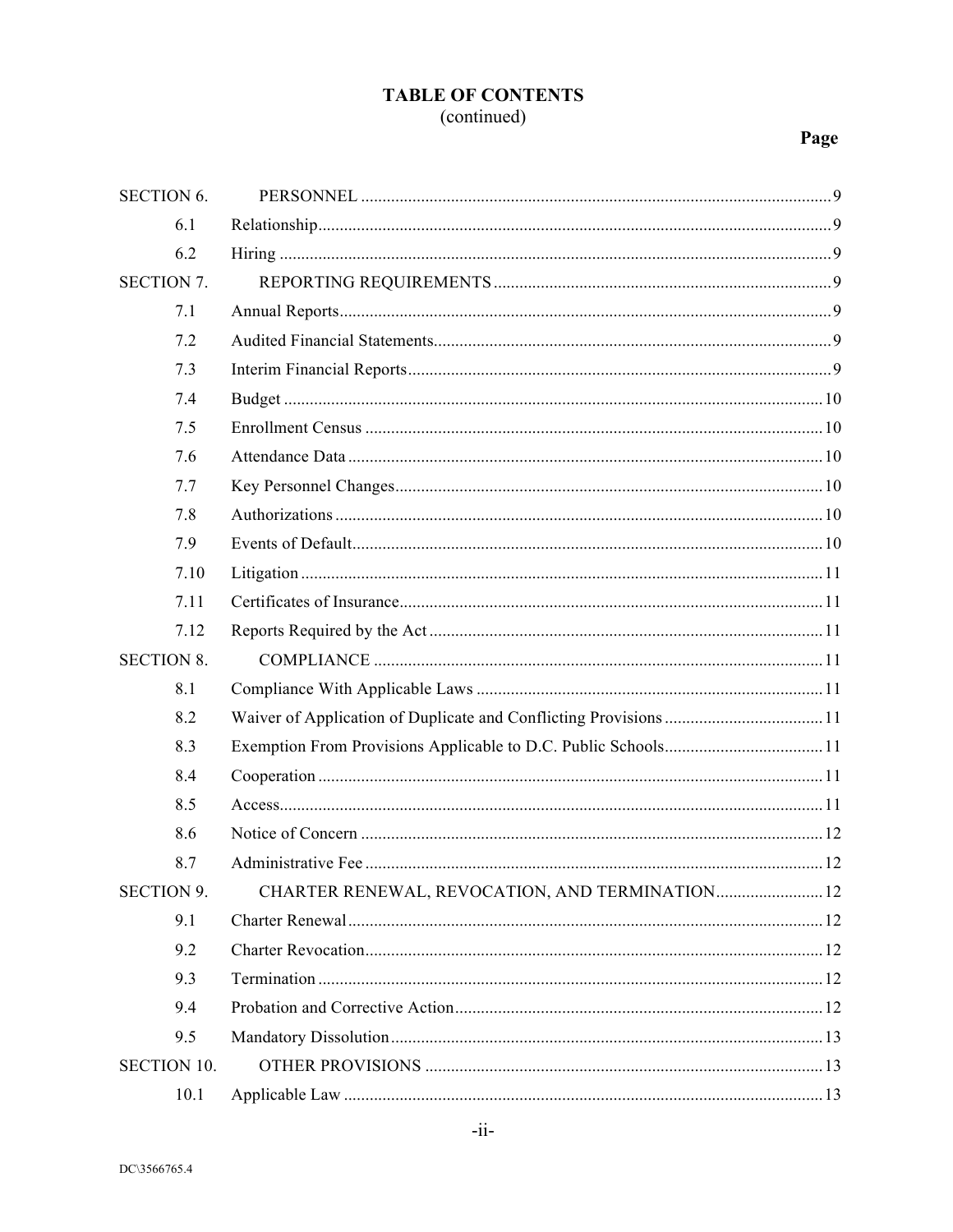**TABLE OF CONTENTS**
(continued)

| | | Page |
|---|---|---|
| SECTION 6. | PERSONNEL | 9 |
| 6.1 | Relationship | 9 |
| 6.2 | Hiring | 9 |
| SECTION 7. | REPORTING REQUIREMENTS | 9 |
| 7.1 | Annual Reports | 9 |
| 7.2 | Audited Financial Statements | 9 |
| 7.3 | Interim Financial Reports | 9 |
| 7.4 | Budget | 10 |
| 7.5 | Enrollment Census | 10 |
| 7.6 | Attendance Data | 10 |
| 7.7 | Key Personnel Changes | 10 |
| 7.8 | Authorizations | 10 |
| 7.9 | Events of Default | 10 |
| 7.10 | Litigation | 11 |
| 7.11 | Certificates of Insurance | 11 |
| 7.12 | Reports Required by the Act | 11 |
| SECTION 8. | COMPLIANCE | 11 |
| 8.1 | Compliance With Applicable Laws | 11 |
| 8.2 | Waiver of Application of Duplicate and Conflicting Provisions | 11 |
| 8.3 | Exemption From Provisions Applicable to D.C. Public Schools | 11 |
| 8.4 | Cooperation | 11 |
| 8.5 | Access | 11 |
| 8.6 | Notice of Concern | 12 |
| 8.7 | Administrative Fee | 12 |
| SECTION 9. | CHARTER RENEWAL, REVOCATION, AND TERMINATION | 12 |
| 9.1 | Charter Renewal | 12 |
| 9.2 | Charter Revocation | 12 |
| 9.3 | Termination | 12 |
| 9.4 | Probation and Corrective Action | 12 |
| 9.5 | Mandatory Dissolution | 13 |
| SECTION 10. | OTHER PROVISIONS | 13 |
| 10.1 | Applicable Law | 13 |

DC\3566765.4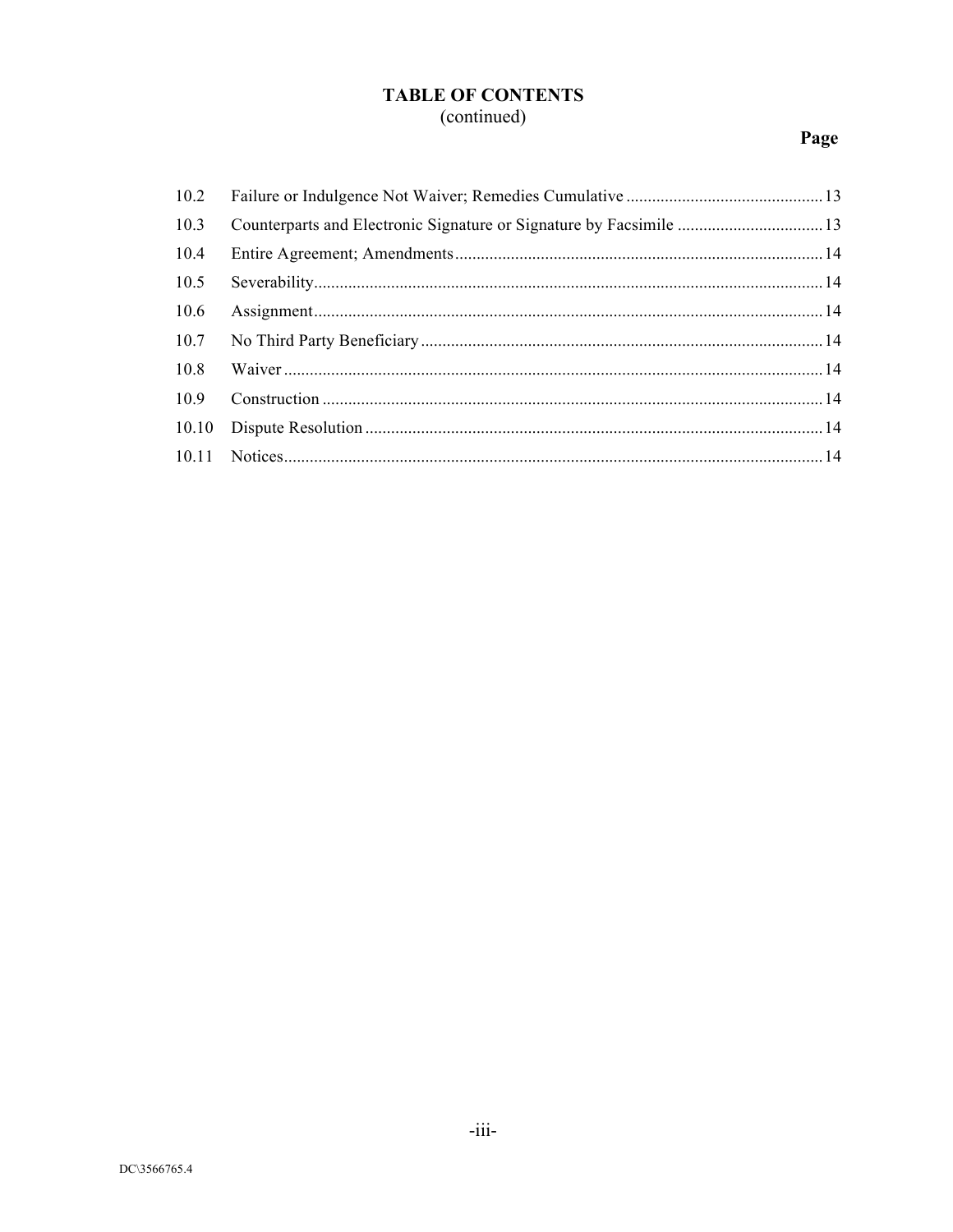## TABLE OF CONTENTS
(continued)

| | | Page |
|---|---|---|
| 10.2 | Failure or Indulgence Not Waiver; Remedies Cumulative | 13 |
| 10.3 | Counterparts and Electronic Signature or Signature by Facsimile | 13 |
| 10.4 | Entire Agreement; Amendments | 14 |
| 10.5 | Severability | 14 |
| 10.6 | Assignment | 14 |
| 10.7 | No Third Party Beneficiary | 14 |
| 10.8 | Waiver | 14 |
| 10.9 | Construction | 14 |
| 10.10 | Dispute Resolution | 14 |
| 10.11 | Notices | 14 |

DC\3566765.4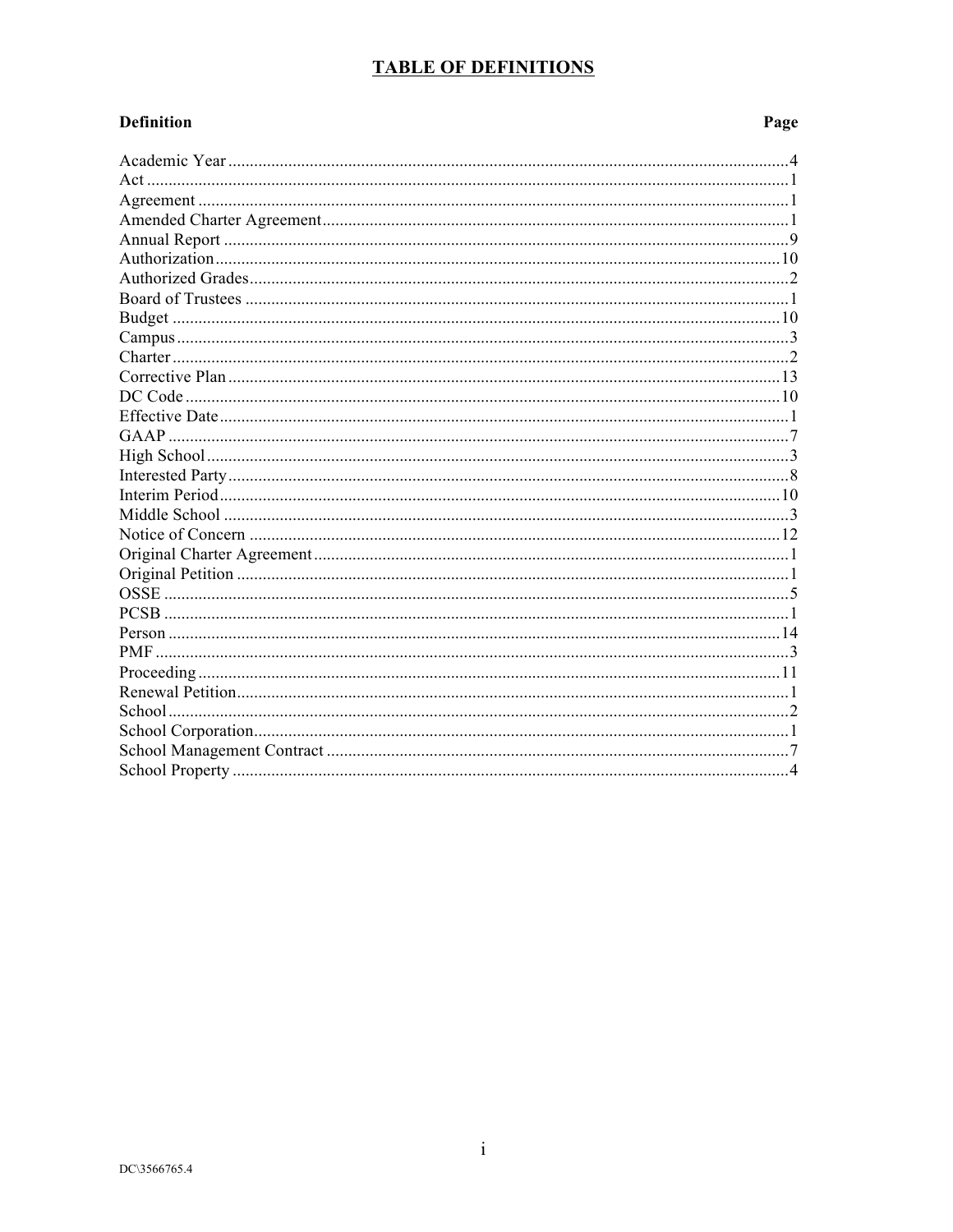# TABLE OF DEFINITIONS

| Definition | Page |
|---|---|
| Academic Year | 4 |
| Act | 1 |
| Agreement | 1 |
| Amended Charter Agreement | 1 |
| Annual Report | 9 |
| Authorization | 10 |
| Authorized Grades | 2 |
| Board of Trustees | 1 |
| Budget | 10 |
| Campus | 3 |
| Charter | 2 |
| Corrective Plan | 13 |
| DC Code | 10 |
| Effective Date | 1 |
| GAAP | 7 |
| High School | 3 |
| Interested Party | 8 |
| Interim Period | 10 |
| Middle School | 3 |
| Notice of Concern | 12 |
| Original Charter Agreement | 1 |
| Original Petition | 1 |
| OSSE | 5 |
| PCSB | 1 |
| Person | 14 |
| PMF | 3 |
| Proceeding | 11 |
| Renewal Petition | 1 |
| School | 2 |
| School Corporation | 1 |
| School Management Contract | 7 |
| School Property | 4 |

DC\3566765.4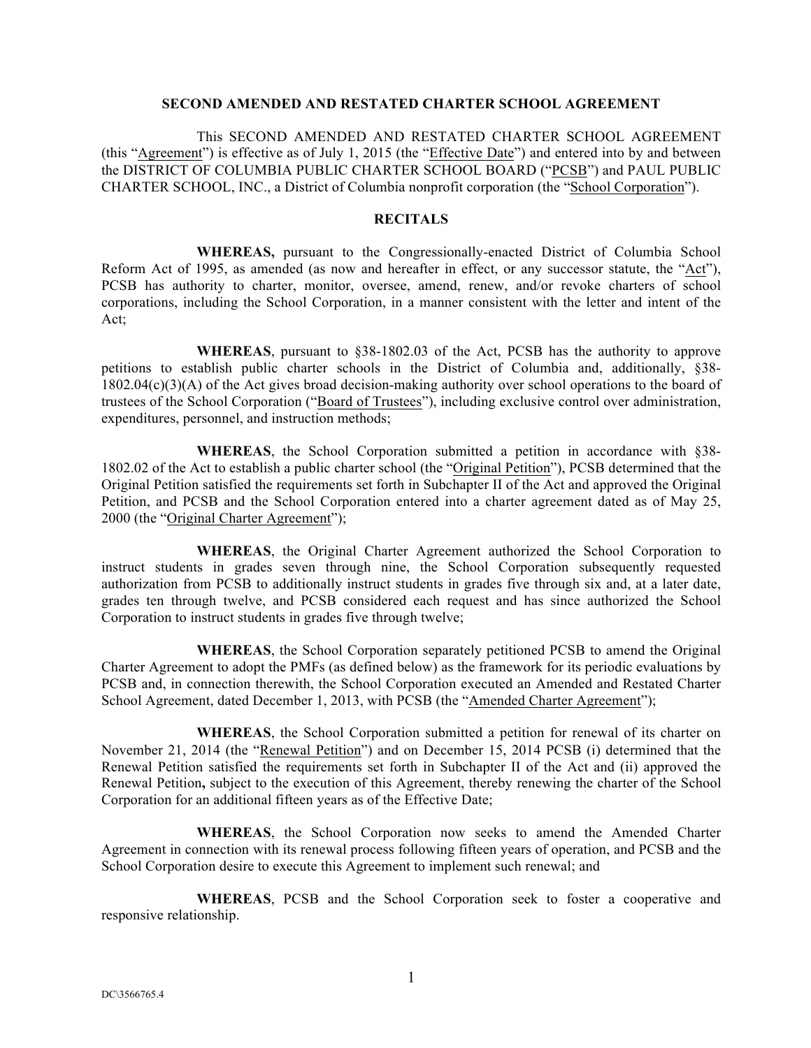**SECOND AMENDED AND RESTATED CHARTER SCHOOL AGREEMENT**

This SECOND AMENDED AND RESTATED CHARTER SCHOOL AGREEMENT (this "Agreement") is effective as of July 1, 2015 (the "Effective Date") and entered into by and between the DISTRICT OF COLUMBIA PUBLIC CHARTER SCHOOL BOARD ("PCSB") and PAUL PUBLIC CHARTER SCHOOL, INC., a District of Columbia nonprofit corporation (the "School Corporation").

**RECITALS**

**WHEREAS,** pursuant to the Congressionally-enacted District of Columbia School Reform Act of 1995, as amended (as now and hereafter in effect, or any successor statute, the "Act"), PCSB has authority to charter, monitor, oversee, amend, renew, and/or revoke charters of school corporations, including the School Corporation, in a manner consistent with the letter and intent of the Act;

**WHEREAS**, pursuant to §38-1802.03 of the Act, PCSB has the authority to approve petitions to establish public charter schools in the District of Columbia and, additionally, §38-1802.04(c)(3)(A) of the Act gives broad decision-making authority over school operations to the board of trustees of the School Corporation ("Board of Trustees"), including exclusive control over administration, expenditures, personnel, and instruction methods;

**WHEREAS**, the School Corporation submitted a petition in accordance with §38-1802.02 of the Act to establish a public charter school (the "Original Petition"), PCSB determined that the Original Petition satisfied the requirements set forth in Subchapter II of the Act and approved the Original Petition, and PCSB and the School Corporation entered into a charter agreement dated as of May 25, 2000 (the "Original Charter Agreement");

**WHEREAS**, the Original Charter Agreement authorized the School Corporation to instruct students in grades seven through nine, the School Corporation subsequently requested authorization from PCSB to additionally instruct students in grades five through six and, at a later date, grades ten through twelve, and PCSB considered each request and has since authorized the School Corporation to instruct students in grades five through twelve;

**WHEREAS**, the School Corporation separately petitioned PCSB to amend the Original Charter Agreement to adopt the PMFs (as defined below) as the framework for its periodic evaluations by PCSB and, in connection therewith, the School Corporation executed an Amended and Restated Charter School Agreement, dated December 1, 2013, with PCSB (the "Amended Charter Agreement");

**WHEREAS**, the School Corporation submitted a petition for renewal of its charter on November 21, 2014 (the "Renewal Petition") and on December 15, 2014 PCSB (i) determined that the Renewal Petition satisfied the requirements set forth in Subchapter II of the Act and (ii) approved the Renewal Petition**,** subject to the execution of this Agreement, thereby renewing the charter of the School Corporation for an additional fifteen years as of the Effective Date;

**WHEREAS**, the School Corporation now seeks to amend the Amended Charter Agreement in connection with its renewal process following fifteen years of operation, and PCSB and the School Corporation desire to execute this Agreement to implement such renewal; and

**WHEREAS**, PCSB and the School Corporation seek to foster a cooperative and responsive relationship.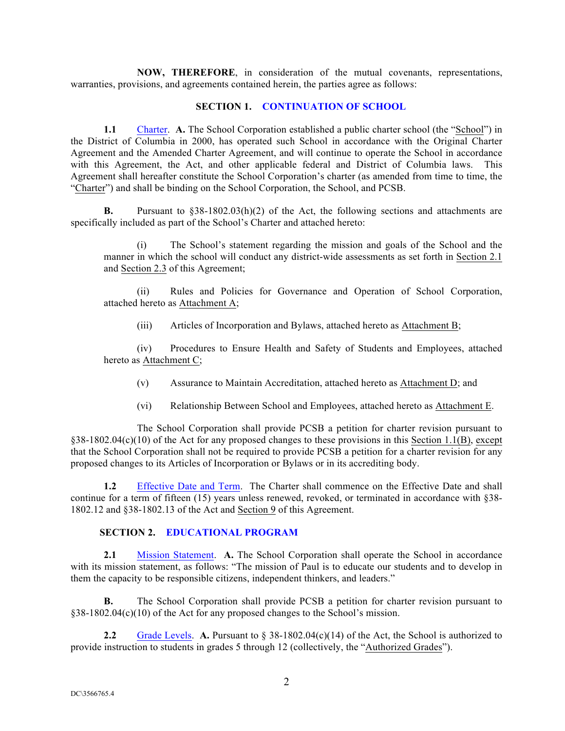**NOW, THEREFORE**, in consideration of the mutual covenants, representations, warranties, provisions, and agreements contained herein, the parties agree as follows:

## SECTION 1. CONTINUATION OF SCHOOL

**1.1** Charter. **A.** The School Corporation established a public charter school (the "School") in the District of Columbia in 2000, has operated such School in accordance with the Original Charter Agreement and the Amended Charter Agreement, and will continue to operate the School in accordance with this Agreement, the Act, and other applicable federal and District of Columbia laws. This Agreement shall hereafter constitute the School Corporation's charter (as amended from time to time, the "Charter") and shall be binding on the School Corporation, the School, and PCSB.

**B.** Pursuant to §38-1802.03(h)(2) of the Act, the following sections and attachments are specifically included as part of the School's Charter and attached hereto:

(i) The School's statement regarding the mission and goals of the School and the manner in which the school will conduct any district-wide assessments as set forth in Section 2.1 and Section 2.3 of this Agreement;

(ii) Rules and Policies for Governance and Operation of School Corporation, attached hereto as Attachment A;

(iii) Articles of Incorporation and Bylaws, attached hereto as Attachment B;

(iv) Procedures to Ensure Health and Safety of Students and Employees, attached hereto as Attachment C;

(v) Assurance to Maintain Accreditation, attached hereto as Attachment D; and

(vi) Relationship Between School and Employees, attached hereto as Attachment E.

The School Corporation shall provide PCSB a petition for charter revision pursuant to §38-1802.04(c)(10) of the Act for any proposed changes to these provisions in this Section 1.1(B), except that the School Corporation shall not be required to provide PCSB a petition for a charter revision for any proposed changes to its Articles of Incorporation or Bylaws or in its accrediting body.

**1.2** Effective Date and Term. The Charter shall commence on the Effective Date and shall continue for a term of fifteen (15) years unless renewed, revoked, or terminated in accordance with §38-1802.12 and §38-1802.13 of the Act and Section 9 of this Agreement.

## SECTION 2. EDUCATIONAL PROGRAM

**2.1** Mission Statement. **A.** The School Corporation shall operate the School in accordance with its mission statement, as follows: "The mission of Paul is to educate our students and to develop in them the capacity to be responsible citizens, independent thinkers, and leaders."

**B.** The School Corporation shall provide PCSB a petition for charter revision pursuant to §38-1802.04(c)(10) of the Act for any proposed changes to the School's mission.

**2.2** Grade Levels. **A.** Pursuant to § 38-1802.04(c)(14) of the Act, the School is authorized to provide instruction to students in grades 5 through 12 (collectively, the "Authorized Grades").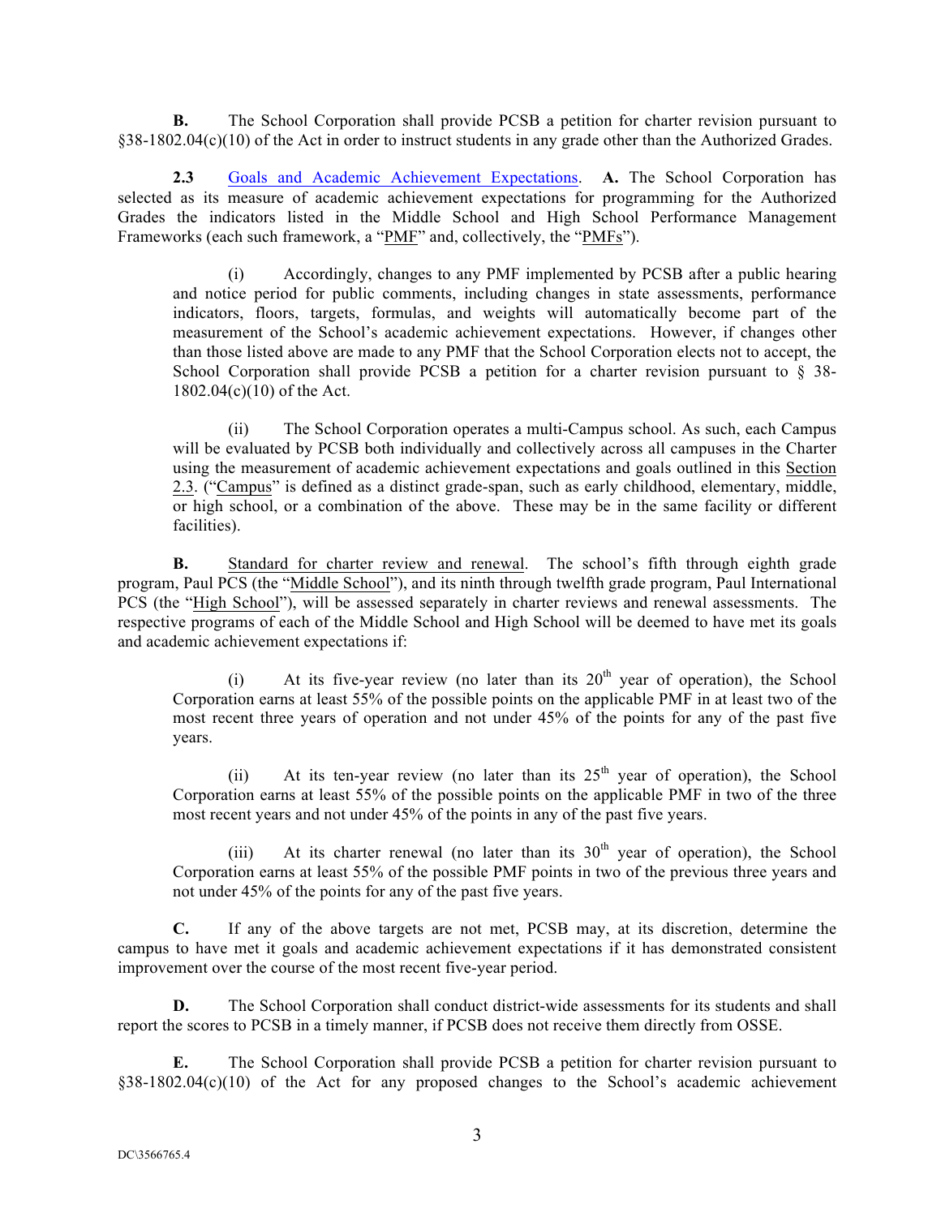**B.** The School Corporation shall provide PCSB a petition for charter revision pursuant to §38-1802.04(c)(10) of the Act in order to instruct students in any grade other than the Authorized Grades.

**2.3** Goals and Academic Achievement Expectations. **A.** The School Corporation has selected as its measure of academic achievement expectations for programming for the Authorized Grades the indicators listed in the Middle School and High School Performance Management Frameworks (each such framework, a "PMF" and, collectively, the "PMFs").

> (i) Accordingly, changes to any PMF implemented by PCSB after a public hearing and notice period for public comments, including changes in state assessments, performance indicators, floors, targets, formulas, and weights will automatically become part of the measurement of the School's academic achievement expectations. However, if changes other than those listed above are made to any PMF that the School Corporation elects not to accept, the School Corporation shall provide PCSB a petition for a charter revision pursuant to § 38-1802.04(c)(10) of the Act.
>
> (ii) The School Corporation operates a multi-Campus school. As such, each Campus will be evaluated by PCSB both individually and collectively across all campuses in the Charter using the measurement of academic achievement expectations and goals outlined in this Section 2.3. ("Campus" is defined as a distinct grade-span, such as early childhood, elementary, middle, or high school, or a combination of the above. These may be in the same facility or different facilities).

**B.** Standard for charter review and renewal. The school's fifth through eighth grade program, Paul PCS (the "Middle School"), and its ninth through twelfth grade program, Paul International PCS (the "High School"), will be assessed separately in charter reviews and renewal assessments. The respective programs of each of the Middle School and High School will be deemed to have met its goals and academic achievement expectations if:

> (i) At its five-year review (no later than its 20th year of operation), the School Corporation earns at least 55% of the possible points on the applicable PMF in at least two of the most recent three years of operation and not under 45% of the points for any of the past five years.
>
> (ii) At its ten-year review (no later than its 25th year of operation), the School Corporation earns at least 55% of the possible points on the applicable PMF in two of the three most recent years and not under 45% of the points in any of the past five years.
>
> (iii) At its charter renewal (no later than its 30th year of operation), the School Corporation earns at least 55% of the possible PMF points in two of the previous three years and not under 45% of the points for any of the past five years.

**C.** If any of the above targets are not met, PCSB may, at its discretion, determine the campus to have met it goals and academic achievement expectations if it has demonstrated consistent improvement over the course of the most recent five-year period.

**D.** The School Corporation shall conduct district-wide assessments for its students and shall report the scores to PCSB in a timely manner, if PCSB does not receive them directly from OSSE.

**E.** The School Corporation shall provide PCSB a petition for charter revision pursuant to §38-1802.04(c)(10) of the Act for any proposed changes to the School's academic achievement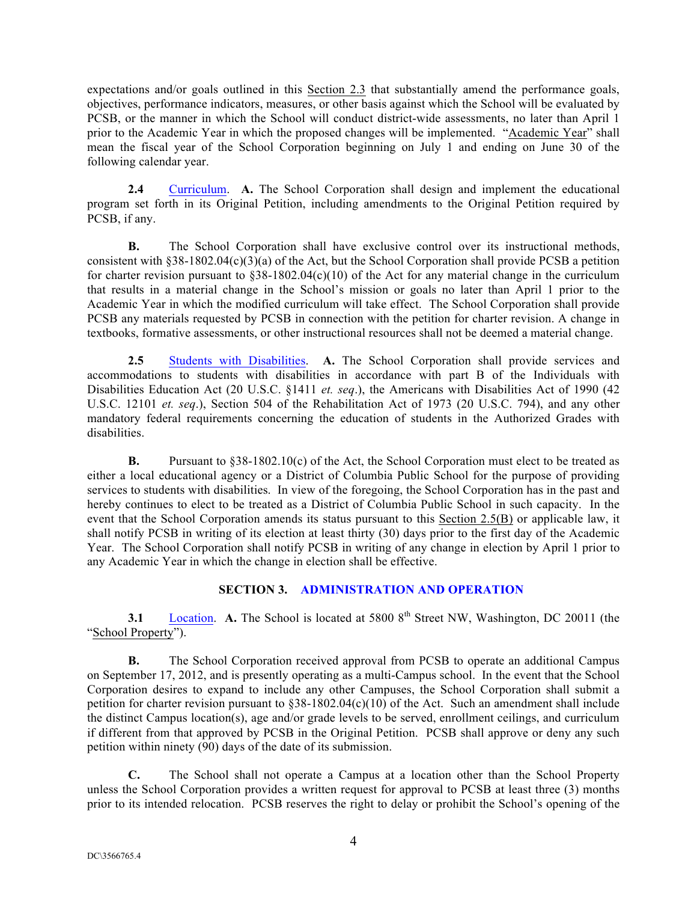expectations and/or goals outlined in this Section 2.3 that substantially amend the performance goals, objectives, performance indicators, measures, or other basis against which the School will be evaluated by PCSB, or the manner in which the School will conduct district-wide assessments, no later than April 1 prior to the Academic Year in which the proposed changes will be implemented. "Academic Year" shall mean the fiscal year of the School Corporation beginning on July 1 and ending on June 30 of the following calendar year.

**2.4** Curriculum. **A.** The School Corporation shall design and implement the educational program set forth in its Original Petition, including amendments to the Original Petition required by PCSB, if any.

**B.** The School Corporation shall have exclusive control over its instructional methods, consistent with §38-1802.04(c)(3)(a) of the Act, but the School Corporation shall provide PCSB a petition for charter revision pursuant to §38-1802.04(c)(10) of the Act for any material change in the curriculum that results in a material change in the School's mission or goals no later than April 1 prior to the Academic Year in which the modified curriculum will take effect. The School Corporation shall provide PCSB any materials requested by PCSB in connection with the petition for charter revision. A change in textbooks, formative assessments, or other instructional resources shall not be deemed a material change.

**2.5** Students with Disabilities. **A.** The School Corporation shall provide services and accommodations to students with disabilities in accordance with part B of the Individuals with Disabilities Education Act (20 U.S.C. §1411 *et. seq*.), the Americans with Disabilities Act of 1990 (42 U.S.C. 12101 *et. seq*.), Section 504 of the Rehabilitation Act of 1973 (20 U.S.C. 794), and any other mandatory federal requirements concerning the education of students in the Authorized Grades with disabilities.

**B.** Pursuant to §38-1802.10(c) of the Act, the School Corporation must elect to be treated as either a local educational agency or a District of Columbia Public School for the purpose of providing services to students with disabilities. In view of the foregoing, the School Corporation has in the past and hereby continues to elect to be treated as a District of Columbia Public School in such capacity. In the event that the School Corporation amends its status pursuant to this Section 2.5(B) or applicable law, it shall notify PCSB in writing of its election at least thirty (30) days prior to the first day of the Academic Year. The School Corporation shall notify PCSB in writing of any change in election by April 1 prior to any Academic Year in which the change in election shall be effective.

## SECTION 3. ADMINISTRATION AND OPERATION

**3.1** Location. **A.** The School is located at 5800 8th Street NW, Washington, DC 20011 (the "School Property").

**B.** The School Corporation received approval from PCSB to operate an additional Campus on September 17, 2012, and is presently operating as a multi-Campus school. In the event that the School Corporation desires to expand to include any other Campuses, the School Corporation shall submit a petition for charter revision pursuant to §38-1802.04(c)(10) of the Act. Such an amendment shall include the distinct Campus location(s), age and/or grade levels to be served, enrollment ceilings, and curriculum if different from that approved by PCSB in the Original Petition. PCSB shall approve or deny any such petition within ninety (90) days of the date of its submission.

**C.** The School shall not operate a Campus at a location other than the School Property unless the School Corporation provides a written request for approval to PCSB at least three (3) months prior to its intended relocation. PCSB reserves the right to delay or prohibit the School's opening of the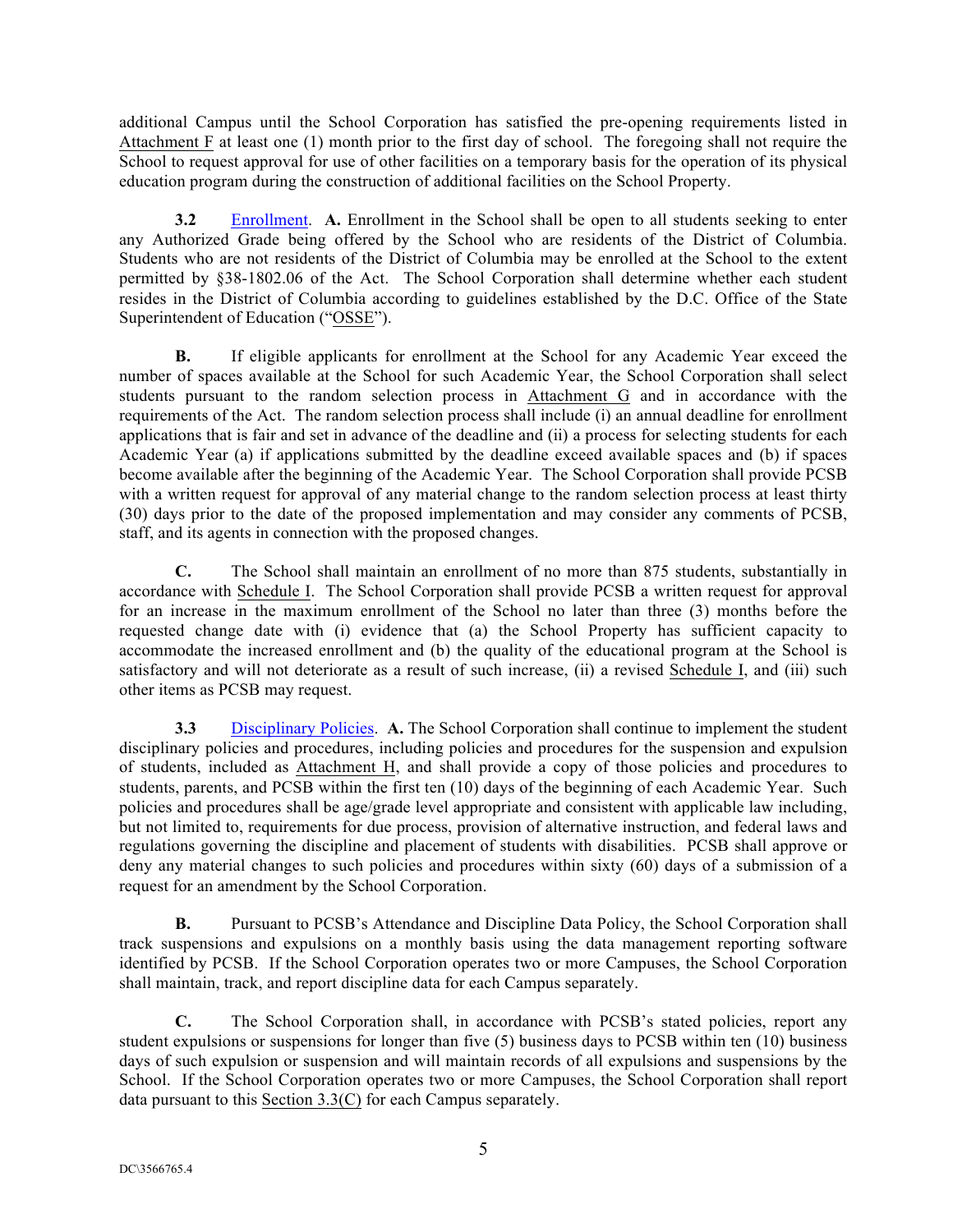additional Campus until the School Corporation has satisfied the pre-opening requirements listed in Attachment F at least one (1) month prior to the first day of school. The foregoing shall not require the School to request approval for use of other facilities on a temporary basis for the operation of its physical education program during the construction of additional facilities on the School Property.

**3.2** Enrollment. **A.** Enrollment in the School shall be open to all students seeking to enter any Authorized Grade being offered by the School who are residents of the District of Columbia. Students who are not residents of the District of Columbia may be enrolled at the School to the extent permitted by §38-1802.06 of the Act. The School Corporation shall determine whether each student resides in the District of Columbia according to guidelines established by the D.C. Office of the State Superintendent of Education ("OSSE").

**B.** If eligible applicants for enrollment at the School for any Academic Year exceed the number of spaces available at the School for such Academic Year, the School Corporation shall select students pursuant to the random selection process in Attachment G and in accordance with the requirements of the Act. The random selection process shall include (i) an annual deadline for enrollment applications that is fair and set in advance of the deadline and (ii) a process for selecting students for each Academic Year (a) if applications submitted by the deadline exceed available spaces and (b) if spaces become available after the beginning of the Academic Year. The School Corporation shall provide PCSB with a written request for approval of any material change to the random selection process at least thirty (30) days prior to the date of the proposed implementation and may consider any comments of PCSB, staff, and its agents in connection with the proposed changes.

**C.** The School shall maintain an enrollment of no more than 875 students, substantially in accordance with Schedule I. The School Corporation shall provide PCSB a written request for approval for an increase in the maximum enrollment of the School no later than three (3) months before the requested change date with (i) evidence that (a) the School Property has sufficient capacity to accommodate the increased enrollment and (b) the quality of the educational program at the School is satisfactory and will not deteriorate as a result of such increase, (ii) a revised Schedule I, and (iii) such other items as PCSB may request.

**3.3** Disciplinary Policies. **A.** The School Corporation shall continue to implement the student disciplinary policies and procedures, including policies and procedures for the suspension and expulsion of students, included as Attachment H, and shall provide a copy of those policies and procedures to students, parents, and PCSB within the first ten (10) days of the beginning of each Academic Year. Such policies and procedures shall be age/grade level appropriate and consistent with applicable law including, but not limited to, requirements for due process, provision of alternative instruction, and federal laws and regulations governing the discipline and placement of students with disabilities. PCSB shall approve or deny any material changes to such policies and procedures within sixty (60) days of a submission of a request for an amendment by the School Corporation.

**B.** Pursuant to PCSB's Attendance and Discipline Data Policy, the School Corporation shall track suspensions and expulsions on a monthly basis using the data management reporting software identified by PCSB. If the School Corporation operates two or more Campuses, the School Corporation shall maintain, track, and report discipline data for each Campus separately.

**C.** The School Corporation shall, in accordance with PCSB's stated policies, report any student expulsions or suspensions for longer than five (5) business days to PCSB within ten (10) business days of such expulsion or suspension and will maintain records of all expulsions and suspensions by the School. If the School Corporation operates two or more Campuses, the School Corporation shall report data pursuant to this Section 3.3(C) for each Campus separately.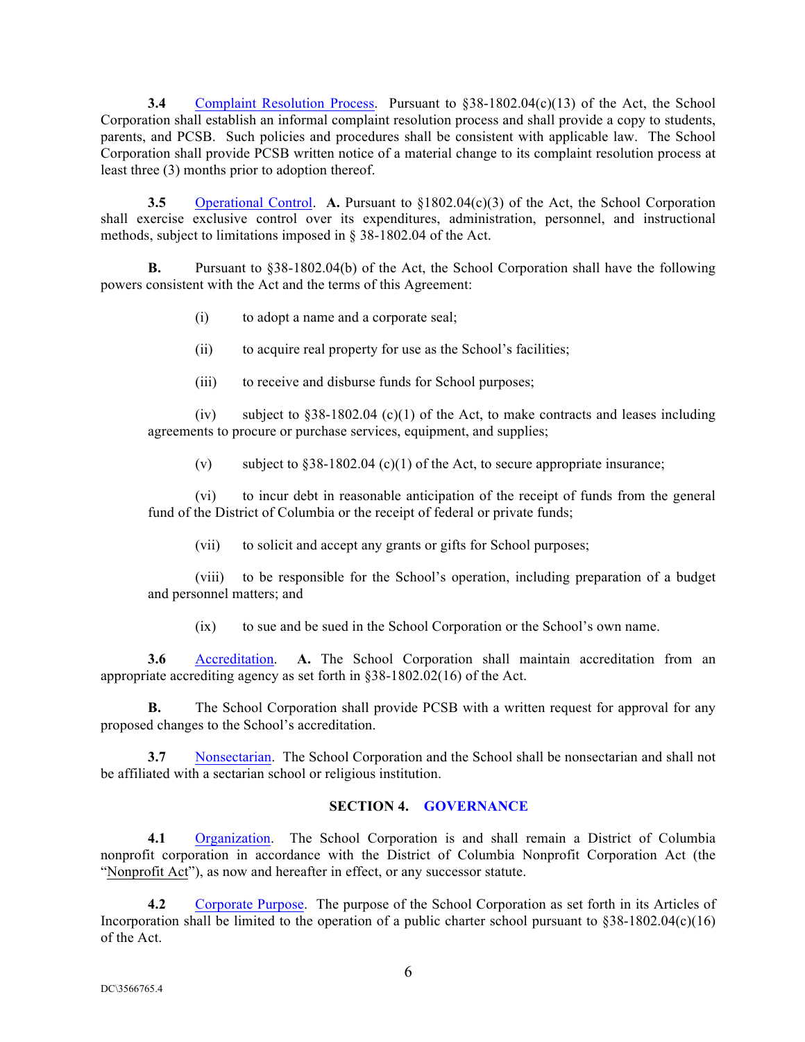**3.4** Complaint Resolution Process. Pursuant to §38-1802.04(c)(13) of the Act, the School Corporation shall establish an informal complaint resolution process and shall provide a copy to students, parents, and PCSB. Such policies and procedures shall be consistent with applicable law. The School Corporation shall provide PCSB written notice of a material change to its complaint resolution process at least three (3) months prior to adoption thereof.

**3.5** Operational Control. **A.** Pursuant to §1802.04(c)(3) of the Act, the School Corporation shall exercise exclusive control over its expenditures, administration, personnel, and instructional methods, subject to limitations imposed in § 38-1802.04 of the Act.

**B.** Pursuant to §38-1802.04(b) of the Act, the School Corporation shall have the following powers consistent with the Act and the terms of this Agreement:

(i) to adopt a name and a corporate seal;

(ii) to acquire real property for use as the School's facilities;

(iii) to receive and disburse funds for School purposes;

(iv) subject to §38-1802.04 (c)(1) of the Act, to make contracts and leases including agreements to procure or purchase services, equipment, and supplies;

(v) subject to §38-1802.04 (c)(1) of the Act, to secure appropriate insurance;

(vi) to incur debt in reasonable anticipation of the receipt of funds from the general fund of the District of Columbia or the receipt of federal or private funds;

(vii) to solicit and accept any grants or gifts for School purposes;

(viii) to be responsible for the School's operation, including preparation of a budget and personnel matters; and

(ix) to sue and be sued in the School Corporation or the School's own name.

**3.6** Accreditation. **A.** The School Corporation shall maintain accreditation from an appropriate accrediting agency as set forth in §38-1802.02(16) of the Act.

**B.** The School Corporation shall provide PCSB with a written request for approval for any proposed changes to the School's accreditation.

**3.7** Nonsectarian. The School Corporation and the School shall be nonsectarian and shall not be affiliated with a sectarian school or religious institution.

## SECTION 4. GOVERNANCE

**4.1** Organization. The School Corporation is and shall remain a District of Columbia nonprofit corporation in accordance with the District of Columbia Nonprofit Corporation Act (the "Nonprofit Act"), as now and hereafter in effect, or any successor statute.

**4.2** Corporate Purpose. The purpose of the School Corporation as set forth in its Articles of Incorporation shall be limited to the operation of a public charter school pursuant to §38-1802.04(c)(16) of the Act.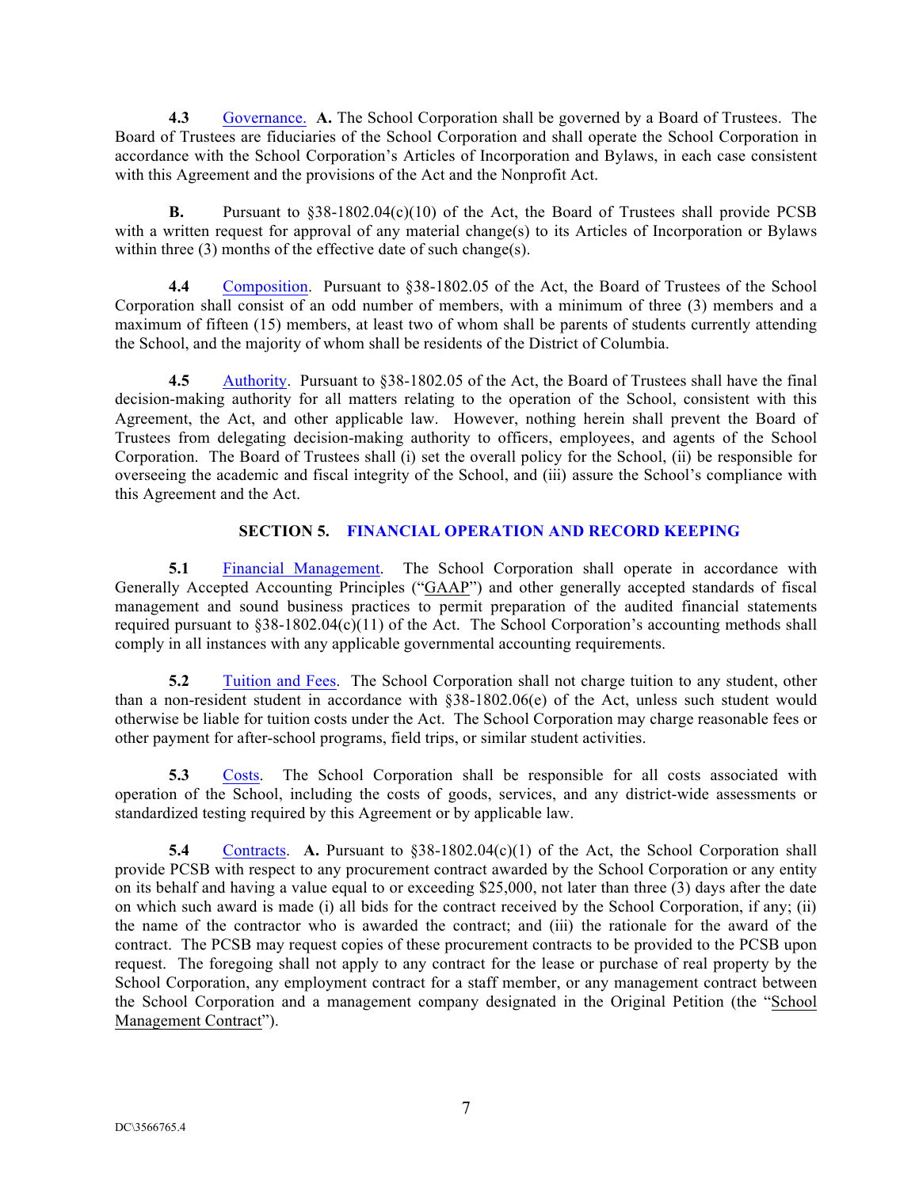**4.3** Governance. **A.** The School Corporation shall be governed by a Board of Trustees. The Board of Trustees are fiduciaries of the School Corporation and shall operate the School Corporation in accordance with the School Corporation's Articles of Incorporation and Bylaws, in each case consistent with this Agreement and the provisions of the Act and the Nonprofit Act.

**B.** Pursuant to §38-1802.04(c)(10) of the Act, the Board of Trustees shall provide PCSB with a written request for approval of any material change(s) to its Articles of Incorporation or Bylaws within three (3) months of the effective date of such change(s).

**4.4** Composition. Pursuant to §38-1802.05 of the Act, the Board of Trustees of the School Corporation shall consist of an odd number of members, with a minimum of three (3) members and a maximum of fifteen (15) members, at least two of whom shall be parents of students currently attending the School, and the majority of whom shall be residents of the District of Columbia.

**4.5** Authority. Pursuant to §38-1802.05 of the Act, the Board of Trustees shall have the final decision-making authority for all matters relating to the operation of the School, consistent with this Agreement, the Act, and other applicable law. However, nothing herein shall prevent the Board of Trustees from delegating decision-making authority to officers, employees, and agents of the School Corporation. The Board of Trustees shall (i) set the overall policy for the School, (ii) be responsible for overseeing the academic and fiscal integrity of the School, and (iii) assure the School's compliance with this Agreement and the Act.

## SECTION 5. FINANCIAL OPERATION AND RECORD KEEPING

**5.1** Financial Management. The School Corporation shall operate in accordance with Generally Accepted Accounting Principles ("GAAP") and other generally accepted standards of fiscal management and sound business practices to permit preparation of the audited financial statements required pursuant to §38-1802.04(c)(11) of the Act. The School Corporation's accounting methods shall comply in all instances with any applicable governmental accounting requirements.

**5.2** Tuition and Fees. The School Corporation shall not charge tuition to any student, other than a non-resident student in accordance with §38-1802.06(e) of the Act, unless such student would otherwise be liable for tuition costs under the Act. The School Corporation may charge reasonable fees or other payment for after-school programs, field trips, or similar student activities.

**5.3** Costs. The School Corporation shall be responsible for all costs associated with operation of the School, including the costs of goods, services, and any district-wide assessments or standardized testing required by this Agreement or by applicable law.

**5.4** Contracts. **A.** Pursuant to §38-1802.04(c)(1) of the Act, the School Corporation shall provide PCSB with respect to any procurement contract awarded by the School Corporation or any entity on its behalf and having a value equal to or exceeding $25,000, not later than three (3) days after the date on which such award is made (i) all bids for the contract received by the School Corporation, if any; (ii) the name of the contractor who is awarded the contract; and (iii) the rationale for the award of the contract. The PCSB may request copies of these procurement contracts to be provided to the PCSB upon request. The foregoing shall not apply to any contract for the lease or purchase of real property by the School Corporation, any employment contract for a staff member, or any management contract between the School Corporation and a management company designated in the Original Petition (the "School Management Contract").

DC\3566765.4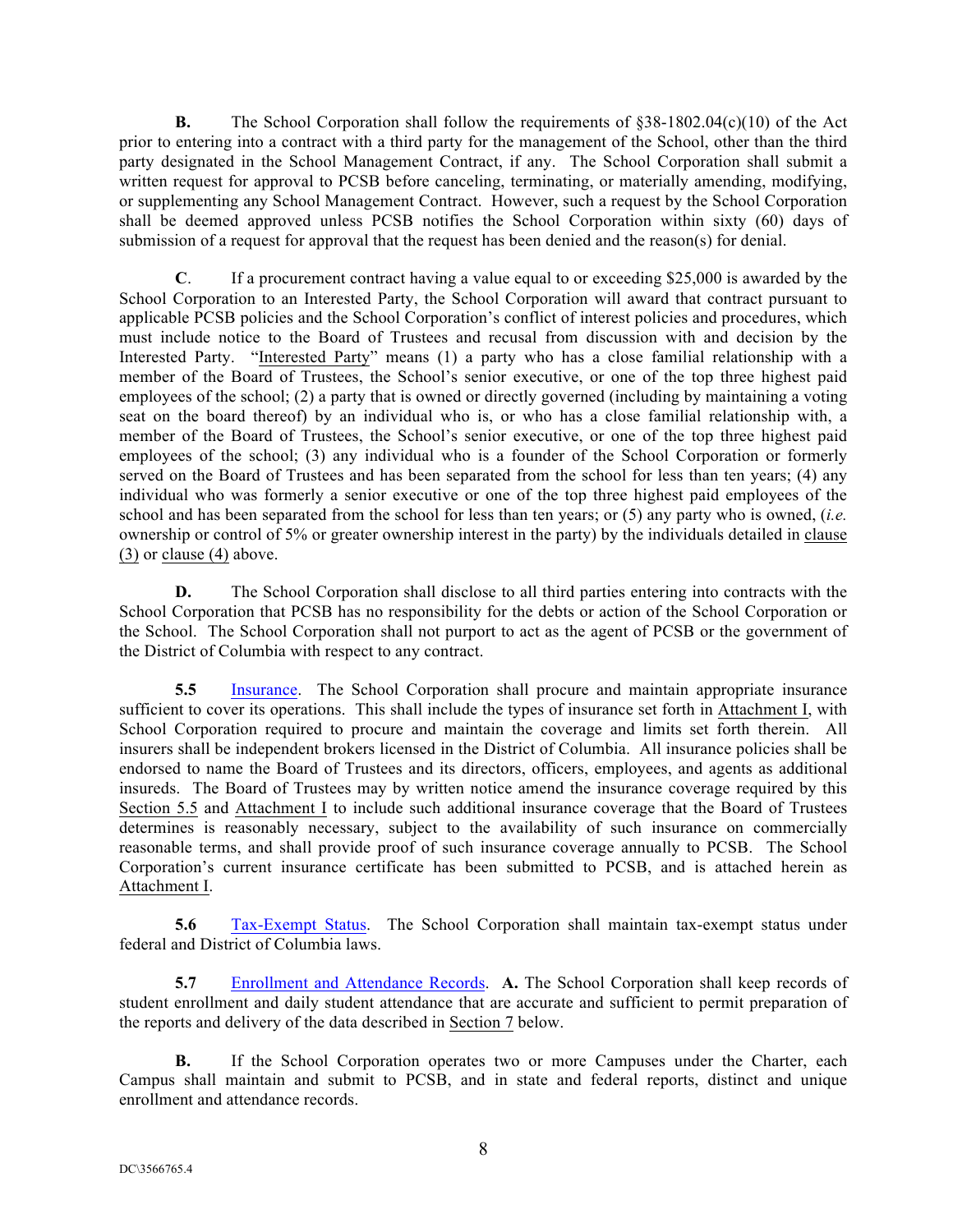**B.** The School Corporation shall follow the requirements of §38-1802.04(c)(10) of the Act prior to entering into a contract with a third party for the management of the School, other than the third party designated in the School Management Contract, if any. The School Corporation shall submit a written request for approval to PCSB before canceling, terminating, or materially amending, modifying, or supplementing any School Management Contract. However, such a request by the School Corporation shall be deemed approved unless PCSB notifies the School Corporation within sixty (60) days of submission of a request for approval that the request has been denied and the reason(s) for denial.

**C**. If a procurement contract having a value equal to or exceeding $25,000 is awarded by the School Corporation to an Interested Party, the School Corporation will award that contract pursuant to applicable PCSB policies and the School Corporation's conflict of interest policies and procedures, which must include notice to the Board of Trustees and recusal from discussion with and decision by the Interested Party. "Interested Party" means (1) a party who has a close familial relationship with a member of the Board of Trustees, the School's senior executive, or one of the top three highest paid employees of the school; (2) a party that is owned or directly governed (including by maintaining a voting seat on the board thereof) by an individual who is, or who has a close familial relationship with, a member of the Board of Trustees, the School's senior executive, or one of the top three highest paid employees of the school; (3) any individual who is a founder of the School Corporation or formerly served on the Board of Trustees and has been separated from the school for less than ten years; (4) any individual who was formerly a senior executive or one of the top three highest paid employees of the school and has been separated from the school for less than ten years; or (5) any party who is owned, (*i.e.* ownership or control of 5% or greater ownership interest in the party) by the individuals detailed in clause (3) or clause (4) above.

**D.** The School Corporation shall disclose to all third parties entering into contracts with the School Corporation that PCSB has no responsibility for the debts or action of the School Corporation or the School. The School Corporation shall not purport to act as the agent of PCSB or the government of the District of Columbia with respect to any contract.

**5.5** Insurance. The School Corporation shall procure and maintain appropriate insurance sufficient to cover its operations. This shall include the types of insurance set forth in Attachment I, with School Corporation required to procure and maintain the coverage and limits set forth therein. All insurers shall be independent brokers licensed in the District of Columbia. All insurance policies shall be endorsed to name the Board of Trustees and its directors, officers, employees, and agents as additional insureds. The Board of Trustees may by written notice amend the insurance coverage required by this Section 5.5 and Attachment I to include such additional insurance coverage that the Board of Trustees determines is reasonably necessary, subject to the availability of such insurance on commercially reasonable terms, and shall provide proof of such insurance coverage annually to PCSB. The School Corporation's current insurance certificate has been submitted to PCSB, and is attached herein as Attachment I.

**5.6** Tax-Exempt Status. The School Corporation shall maintain tax-exempt status under federal and District of Columbia laws.

**5.7** Enrollment and Attendance Records. **A.** The School Corporation shall keep records of student enrollment and daily student attendance that are accurate and sufficient to permit preparation of the reports and delivery of the data described in Section 7 below.

**B.** If the School Corporation operates two or more Campuses under the Charter, each Campus shall maintain and submit to PCSB, and in state and federal reports, distinct and unique enrollment and attendance records.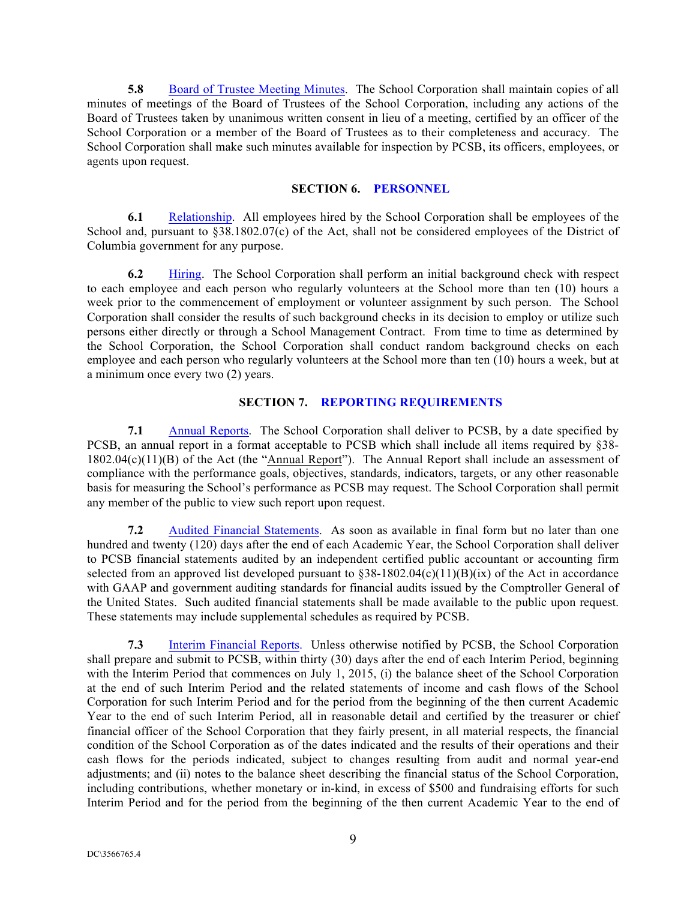**5.8** Board of Trustee Meeting Minutes. The School Corporation shall maintain copies of all minutes of meetings of the Board of Trustees of the School Corporation, including any actions of the Board of Trustees taken by unanimous written consent in lieu of a meeting, certified by an officer of the School Corporation or a member of the Board of Trustees as to their completeness and accuracy. The School Corporation shall make such minutes available for inspection by PCSB, its officers, employees, or agents upon request.

## SECTION 6. PERSONNEL

**6.1** Relationship. All employees hired by the School Corporation shall be employees of the School and, pursuant to §38.1802.07(c) of the Act, shall not be considered employees of the District of Columbia government for any purpose.

**6.2** Hiring. The School Corporation shall perform an initial background check with respect to each employee and each person who regularly volunteers at the School more than ten (10) hours a week prior to the commencement of employment or volunteer assignment by such person. The School Corporation shall consider the results of such background checks in its decision to employ or utilize such persons either directly or through a School Management Contract. From time to time as determined by the School Corporation, the School Corporation shall conduct random background checks on each employee and each person who regularly volunteers at the School more than ten (10) hours a week, but at a minimum once every two (2) years.

## SECTION 7. REPORTING REQUIREMENTS

**7.1** Annual Reports. The School Corporation shall deliver to PCSB, by a date specified by PCSB, an annual report in a format acceptable to PCSB which shall include all items required by §38-1802.04(c)(11)(B) of the Act (the "Annual Report"). The Annual Report shall include an assessment of compliance with the performance goals, objectives, standards, indicators, targets, or any other reasonable basis for measuring the School's performance as PCSB may request. The School Corporation shall permit any member of the public to view such report upon request.

**7.2** Audited Financial Statements. As soon as available in final form but no later than one hundred and twenty (120) days after the end of each Academic Year, the School Corporation shall deliver to PCSB financial statements audited by an independent certified public accountant or accounting firm selected from an approved list developed pursuant to §38-1802.04(c)(11)(B)(ix) of the Act in accordance with GAAP and government auditing standards for financial audits issued by the Comptroller General of the United States. Such audited financial statements shall be made available to the public upon request. These statements may include supplemental schedules as required by PCSB.

**7.3** Interim Financial Reports. Unless otherwise notified by PCSB, the School Corporation shall prepare and submit to PCSB, within thirty (30) days after the end of each Interim Period, beginning with the Interim Period that commences on July 1, 2015, (i) the balance sheet of the School Corporation at the end of such Interim Period and the related statements of income and cash flows of the School Corporation for such Interim Period and for the period from the beginning of the then current Academic Year to the end of such Interim Period, all in reasonable detail and certified by the treasurer or chief financial officer of the School Corporation that they fairly present, in all material respects, the financial condition of the School Corporation as of the dates indicated and the results of their operations and their cash flows for the periods indicated, subject to changes resulting from audit and normal year-end adjustments; and (ii) notes to the balance sheet describing the financial status of the School Corporation, including contributions, whether monetary or in-kind, in excess of $500 and fundraising efforts for such Interim Period and for the period from the beginning of the then current Academic Year to the end of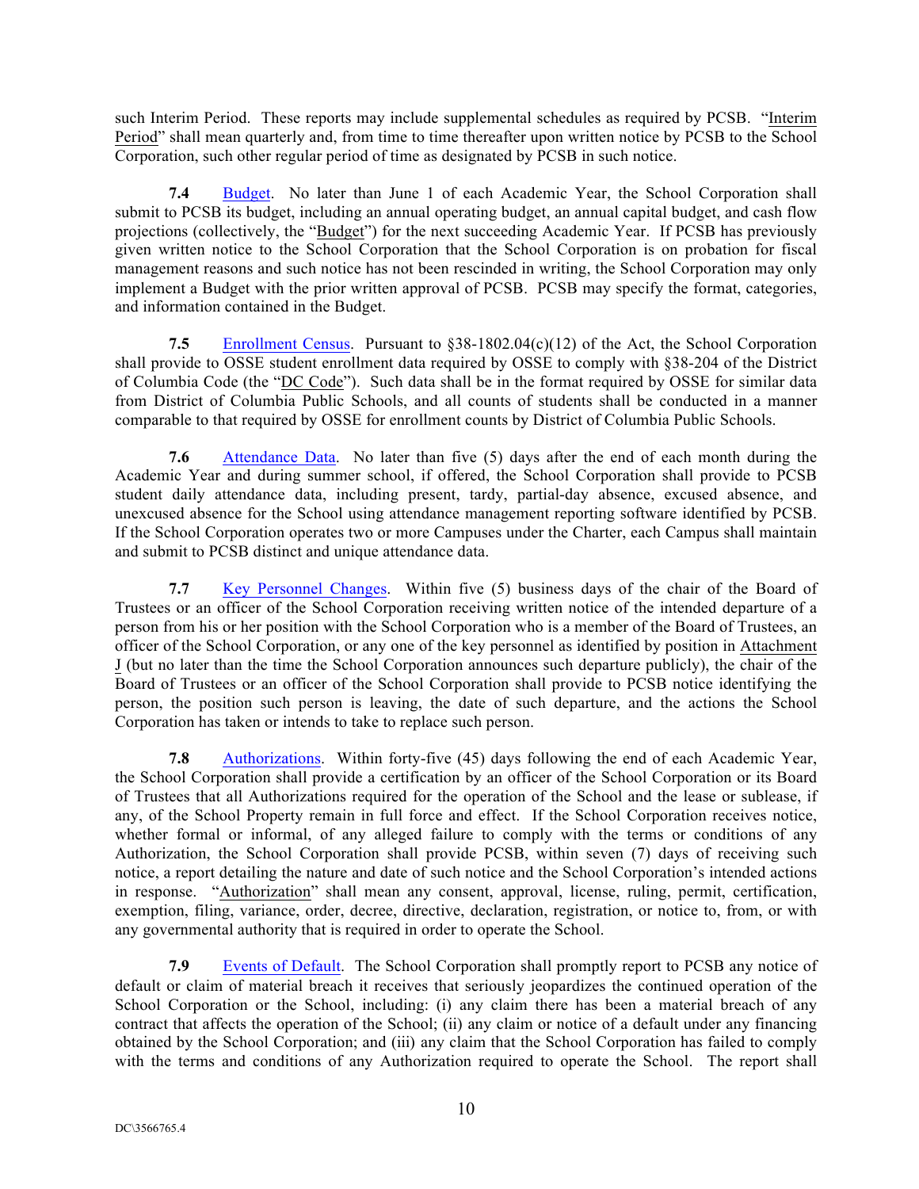such Interim Period. These reports may include supplemental schedules as required by PCSB. "Interim Period" shall mean quarterly and, from time to time thereafter upon written notice by PCSB to the School Corporation, such other regular period of time as designated by PCSB in such notice.

**7.4** Budget. No later than June 1 of each Academic Year, the School Corporation shall submit to PCSB its budget, including an annual operating budget, an annual capital budget, and cash flow projections (collectively, the "Budget") for the next succeeding Academic Year. If PCSB has previously given written notice to the School Corporation that the School Corporation is on probation for fiscal management reasons and such notice has not been rescinded in writing, the School Corporation may only implement a Budget with the prior written approval of PCSB. PCSB may specify the format, categories, and information contained in the Budget.

**7.5** Enrollment Census. Pursuant to §38-1802.04(c)(12) of the Act, the School Corporation shall provide to OSSE student enrollment data required by OSSE to comply with §38-204 of the District of Columbia Code (the "DC Code"). Such data shall be in the format required by OSSE for similar data from District of Columbia Public Schools, and all counts of students shall be conducted in a manner comparable to that required by OSSE for enrollment counts of District of Columbia Public Schools.

**7.6** Attendance Data. No later than five (5) days after the end of each month during the Academic Year and during summer school, if offered, the School Corporation shall provide to PCSB student daily attendance data, including present, tardy, partial-day absence, excused absence, and unexcused absence for the School using attendance management reporting software identified by PCSB. If the School Corporation operates two or more Campuses under the Charter, each Campus shall maintain and submit to PCSB distinct and unique attendance data.

**7.7** Key Personnel Changes. Within five (5) business days of the chair of the Board of Trustees or an officer of the School Corporation receiving written notice of the intended departure of a person from his or her position with the School Corporation who is a member of the Board of Trustees, an officer of the School Corporation, or any one of the key personnel as identified by position in Attachment J (but no later than the time the School Corporation announces such departure publicly), the chair of the Board of Trustees or an officer of the School Corporation shall provide to PCSB notice identifying the person, the position such person is leaving, the date of such departure, and the actions the School Corporation has taken or intends to take to replace such person.

**7.8** Authorizations. Within forty-five (45) days following the end of each Academic Year, the School Corporation shall provide a certification by an officer of the School Corporation or its Board of Trustees that all Authorizations required for the operation of the School and the lease or sublease, if any, of the School Property remain in full force and effect. If the School Corporation receives notice, whether formal or informal, of any alleged failure to comply with the terms or conditions of any Authorization, the School Corporation shall provide PCSB, within seven (7) days of receiving such notice, a report detailing the nature and date of such notice and the School Corporation's intended actions in response. "Authorization" shall mean any consent, approval, license, ruling, permit, certification, exemption, filing, variance, order, decree, directive, declaration, registration, or notice to, from, or with any governmental authority that is required in order to operate the School.

**7.9** Events of Default. The School Corporation shall promptly report to PCSB any notice of default or claim of material breach it receives that seriously jeopardizes the continued operation of the School Corporation or the School, including: (i) any claim there has been a material breach of any contract that affects the operation of the School; (ii) any claim or notice of a default under any financing obtained by the School Corporation; and (iii) any claim that the School Corporation has failed to comply with the terms and conditions of any Authorization required to operate the School. The report shall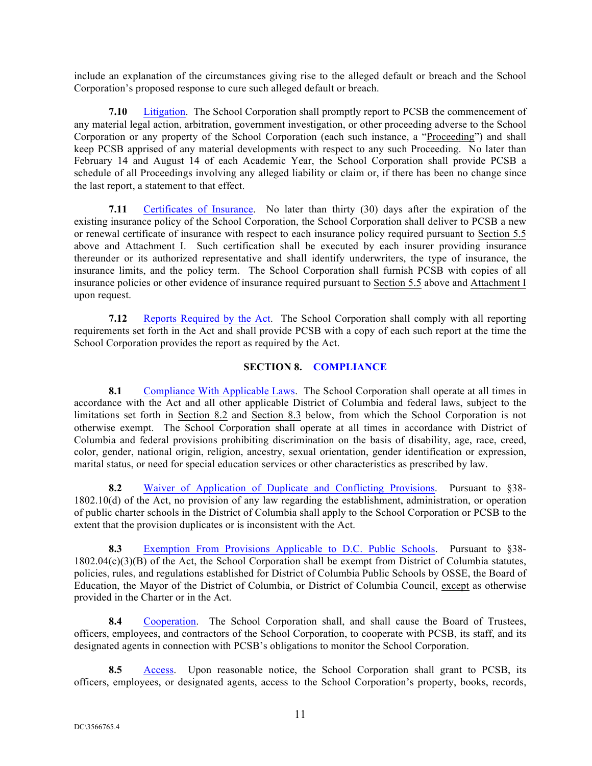include an explanation of the circumstances giving rise to the alleged default or breach and the School Corporation's proposed response to cure such alleged default or breach.

**7.10** Litigation. The School Corporation shall promptly report to PCSB the commencement of any material legal action, arbitration, government investigation, or other proceeding adverse to the School Corporation or any property of the School Corporation (each such instance, a "Proceeding") and shall keep PCSB apprised of any material developments with respect to any such Proceeding. No later than February 14 and August 14 of each Academic Year, the School Corporation shall provide PCSB a schedule of all Proceedings involving any alleged liability or claim or, if there has been no change since the last report, a statement to that effect.

**7.11** Certificates of Insurance. No later than thirty (30) days after the expiration of the existing insurance policy of the School Corporation, the School Corporation shall deliver to PCSB a new or renewal certificate of insurance with respect to each insurance policy required pursuant to Section 5.5 above and Attachment I. Such certification shall be executed by each insurer providing insurance thereunder or its authorized representative and shall identify underwriters, the type of insurance, the insurance limits, and the policy term. The School Corporation shall furnish PCSB with copies of all insurance policies or other evidence of insurance required pursuant to Section 5.5 above and Attachment I upon request.

**7.12** Reports Required by the Act. The School Corporation shall comply with all reporting requirements set forth in the Act and shall provide PCSB with a copy of each such report at the time the School Corporation provides the report as required by the Act.

## SECTION 8. COMPLIANCE

**8.1** Compliance With Applicable Laws. The School Corporation shall operate at all times in accordance with the Act and all other applicable District of Columbia and federal laws, subject to the limitations set forth in Section 8.2 and Section 8.3 below, from which the School Corporation is not otherwise exempt. The School Corporation shall operate at all times in accordance with District of Columbia and federal provisions prohibiting discrimination on the basis of disability, age, race, creed, color, gender, national origin, religion, ancestry, sexual orientation, gender identification or expression, marital status, or need for special education services or other characteristics as prescribed by law.

**8.2** Waiver of Application of Duplicate and Conflicting Provisions. Pursuant to §38-1802.10(d) of the Act, no provision of any law regarding the establishment, administration, or operation of public charter schools in the District of Columbia shall apply to the School Corporation or PCSB to the extent that the provision duplicates or is inconsistent with the Act.

**8.3** Exemption From Provisions Applicable to D.C. Public Schools. Pursuant to §38-1802.04(c)(3)(B) of the Act, the School Corporation shall be exempt from District of Columbia statutes, policies, rules, and regulations established for District of Columbia Public Schools by OSSE, the Board of Education, the Mayor of the District of Columbia, or District of Columbia Council, except as otherwise provided in the Charter or in the Act.

**8.4** Cooperation. The School Corporation shall, and shall cause the Board of Trustees, officers, employees, and contractors of the School Corporation, to cooperate with PCSB, its staff, and its designated agents in connection with PCSB's obligations to monitor the School Corporation.

**8.5** Access. Upon reasonable notice, the School Corporation shall grant to PCSB, its officers, employees, or designated agents, access to the School Corporation's property, books, records,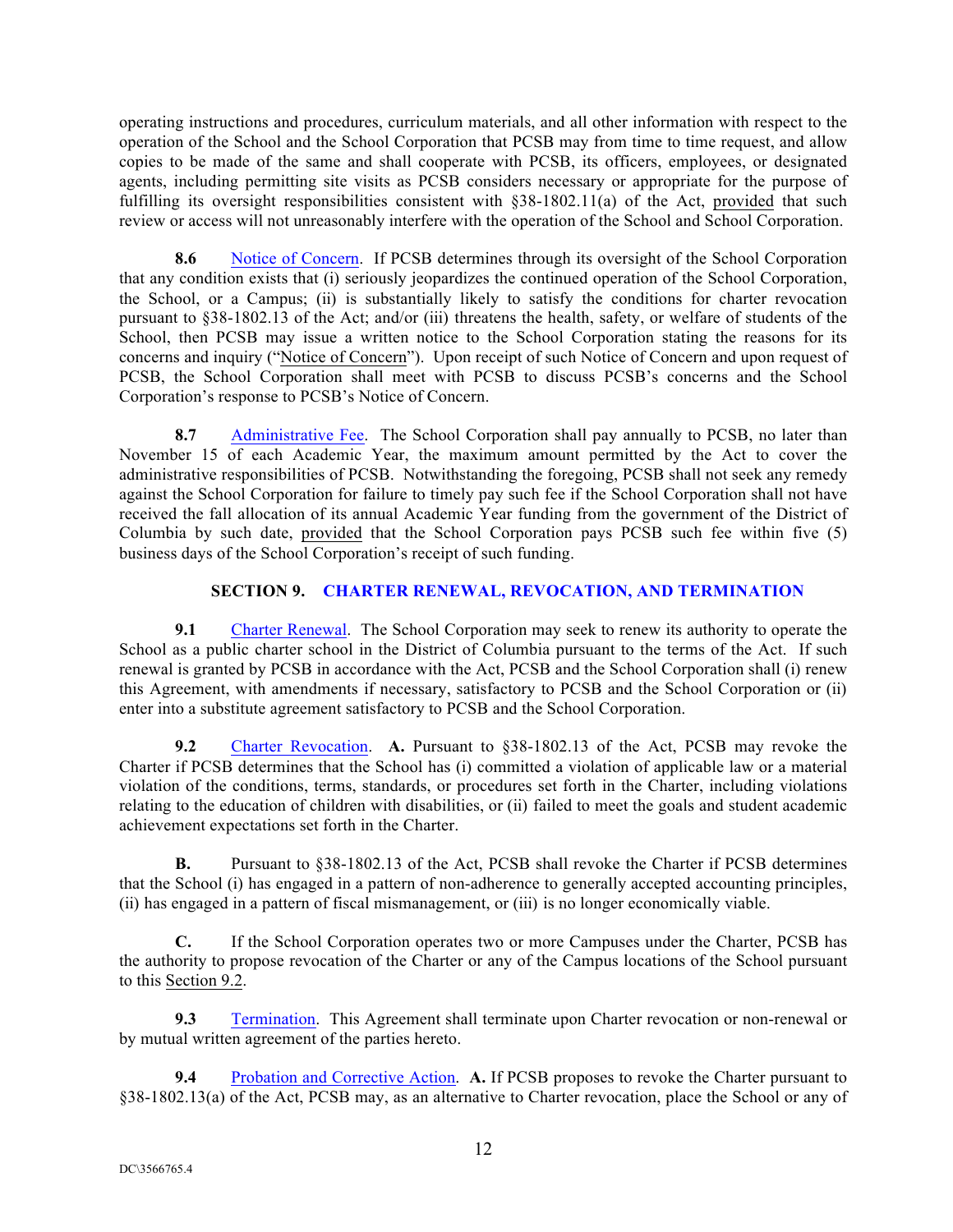operating instructions and procedures, curriculum materials, and all other information with respect to the operation of the School and the School Corporation that PCSB may from time to time request, and allow copies to be made of the same and shall cooperate with PCSB, its officers, employees, or designated agents, including permitting site visits as PCSB considers necessary or appropriate for the purpose of fulfilling its oversight responsibilities consistent with §38-1802.11(a) of the Act, provided that such review or access will not unreasonably interfere with the operation of the School and School Corporation.

**8.6** Notice of Concern. If PCSB determines through its oversight of the School Corporation that any condition exists that (i) seriously jeopardizes the continued operation of the School Corporation, the School, or a Campus; (ii) is substantially likely to satisfy the conditions for charter revocation pursuant to §38-1802.13 of the Act; and/or (iii) threatens the health, safety, or welfare of students of the School, then PCSB may issue a written notice to the School Corporation stating the reasons for its concerns and inquiry ("Notice of Concern"). Upon receipt of such Notice of Concern and upon request of PCSB, the School Corporation shall meet with PCSB to discuss PCSB's concerns and the School Corporation's response to PCSB's Notice of Concern.

**8.7** Administrative Fee. The School Corporation shall pay annually to PCSB, no later than November 15 of each Academic Year, the maximum amount permitted by the Act to cover the administrative responsibilities of PCSB. Notwithstanding the foregoing, PCSB shall not seek any remedy against the School Corporation for failure to timely pay such fee if the School Corporation shall not have received the fall allocation of its annual Academic Year funding from the government of the District of Columbia by such date, provided that the School Corporation pays PCSB such fee within five (5) business days of the School Corporation's receipt of such funding.

## SECTION 9. CHARTER RENEWAL, REVOCATION, AND TERMINATION

**9.1** Charter Renewal. The School Corporation may seek to renew its authority to operate the School as a public charter school in the District of Columbia pursuant to the terms of the Act. If such renewal is granted by PCSB in accordance with the Act, PCSB and the School Corporation shall (i) renew this Agreement, with amendments if necessary, satisfactory to PCSB and the School Corporation or (ii) enter into a substitute agreement satisfactory to PCSB and the School Corporation.

**9.2** Charter Revocation. **A.** Pursuant to §38-1802.13 of the Act, PCSB may revoke the Charter if PCSB determines that the School has (i) committed a violation of applicable law or a material violation of the conditions, terms, standards, or procedures set forth in the Charter, including violations relating to the education of children with disabilities, or (ii) failed to meet the goals and student academic achievement expectations set forth in the Charter.

**B.** Pursuant to §38-1802.13 of the Act, PCSB shall revoke the Charter if PCSB determines that the School (i) has engaged in a pattern of non-adherence to generally accepted accounting principles, (ii) has engaged in a pattern of fiscal mismanagement, or (iii) is no longer economically viable.

**C.** If the School Corporation operates two or more Campuses under the Charter, PCSB has the authority to propose revocation of the Charter or any of the Campus locations of the School pursuant to this Section 9.2.

**9.3** Termination. This Agreement shall terminate upon Charter revocation or non-renewal or by mutual written agreement of the parties hereto.

**9.4** Probation and Corrective Action. **A.** If PCSB proposes to revoke the Charter pursuant to §38-1802.13(a) of the Act, PCSB may, as an alternative to Charter revocation, place the School or any of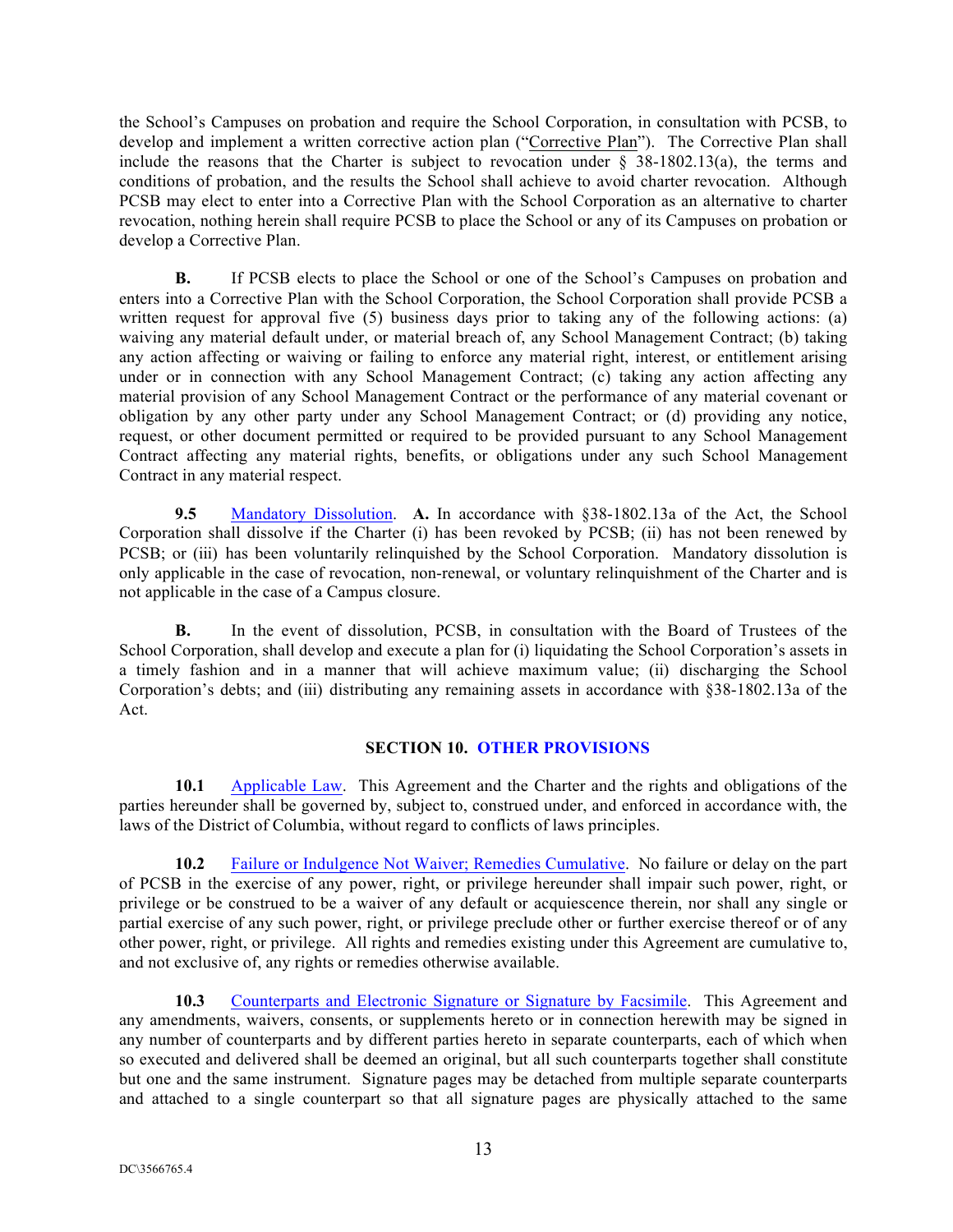the School's Campuses on probation and require the School Corporation, in consultation with PCSB, to develop and implement a written corrective action plan ("Corrective Plan"). The Corrective Plan shall include the reasons that the Charter is subject to revocation under § 38-1802.13(a), the terms and conditions of probation, and the results the School shall achieve to avoid charter revocation. Although PCSB may elect to enter into a Corrective Plan with the School Corporation as an alternative to charter revocation, nothing herein shall require PCSB to place the School or any of its Campuses on probation or develop a Corrective Plan.

**B.** If PCSB elects to place the School or one of the School's Campuses on probation and enters into a Corrective Plan with the School Corporation, the School Corporation shall provide PCSB a written request for approval five (5) business days prior to taking any of the following actions: (a) waiving any material default under, or material breach of, any School Management Contract; (b) taking any action affecting or waiving or failing to enforce any material right, interest, or entitlement arising under or in connection with any School Management Contract; (c) taking any action affecting any material provision of any School Management Contract or the performance of any material covenant or obligation by any other party under any School Management Contract; or (d) providing any notice, request, or other document permitted or required to be provided pursuant to any School Management Contract affecting any material rights, benefits, or obligations under any such School Management Contract in any material respect.

**9.5** Mandatory Dissolution. **A.** In accordance with §38-1802.13a of the Act, the School Corporation shall dissolve if the Charter (i) has been revoked by PCSB; (ii) has not been renewed by PCSB; or (iii) has been voluntarily relinquished by the School Corporation. Mandatory dissolution is only applicable in the case of revocation, non-renewal, or voluntary relinquishment of the Charter and is not applicable in the case of a Campus closure.

**B.** In the event of dissolution, PCSB, in consultation with the Board of Trustees of the School Corporation, shall develop and execute a plan for (i) liquidating the School Corporation's assets in a timely fashion and in a manner that will achieve maximum value; (ii) discharging the School Corporation's debts; and (iii) distributing any remaining assets in accordance with §38-1802.13a of the Act.

## SECTION 10. OTHER PROVISIONS

**10.1** Applicable Law. This Agreement and the Charter and the rights and obligations of the parties hereunder shall be governed by, subject to, construed under, and enforced in accordance with, the laws of the District of Columbia, without regard to conflicts of laws principles.

**10.2** Failure or Indulgence Not Waiver; Remedies Cumulative. No failure or delay on the part of PCSB in the exercise of any power, right, or privilege hereunder shall impair such power, right, or privilege or be construed to be a waiver of any default or acquiescence therein, nor shall any single or partial exercise of any such power, right, or privilege preclude other or further exercise thereof or of any other power, right, or privilege. All rights and remedies existing under this Agreement are cumulative to, and not exclusive of, any rights or remedies otherwise available.

**10.3** Counterparts and Electronic Signature or Signature by Facsimile. This Agreement and any amendments, waivers, consents, or supplements hereto or in connection herewith may be signed in any number of counterparts and by different parties hereto in separate counterparts, each of which when so executed and delivered shall be deemed an original, but all such counterparts together shall constitute but one and the same instrument. Signature pages may be detached from multiple separate counterparts and attached to a single counterpart so that all signature pages are physically attached to the same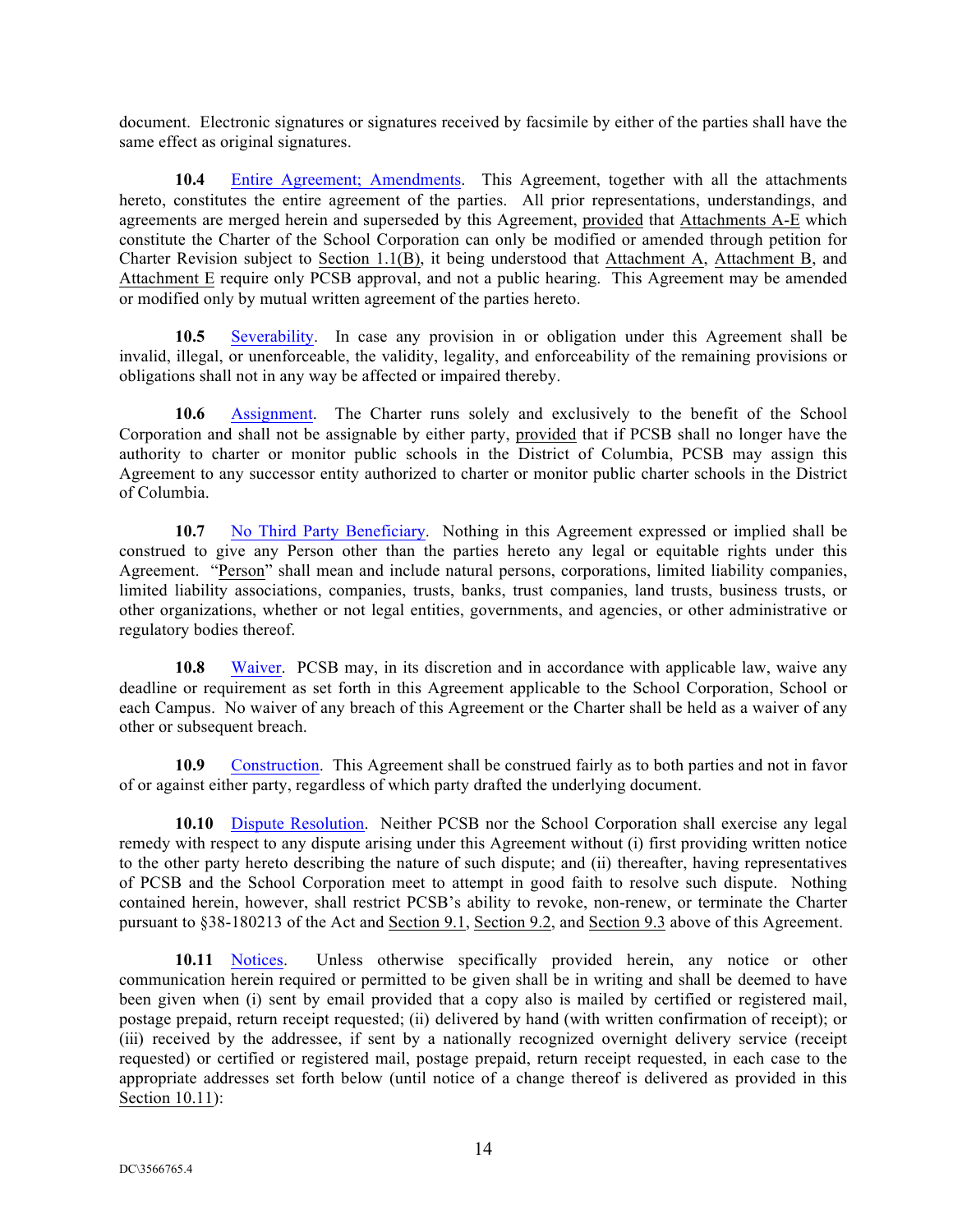document. Electronic signatures or signatures received by facsimile by either of the parties shall have the same effect as original signatures.

**10.4** Entire Agreement; Amendments. This Agreement, together with all the attachments hereto, constitutes the entire agreement of the parties. All prior representations, understandings, and agreements are merged herein and superseded by this Agreement, provided that Attachments A-E which constitute the Charter of the School Corporation can only be modified or amended through petition for Charter Revision subject to Section 1.1(B), it being understood that Attachment A, Attachment B, and Attachment E require only PCSB approval, and not a public hearing. This Agreement may be amended or modified only by mutual written agreement of the parties hereto.

**10.5** Severability. In case any provision in or obligation under this Agreement shall be invalid, illegal, or unenforceable, the validity, legality, and enforceability of the remaining provisions or obligations shall not in any way be affected or impaired thereby.

**10.6** Assignment. The Charter runs solely and exclusively to the benefit of the School Corporation and shall not be assignable by either party, provided that if PCSB shall no longer have the authority to charter or monitor public schools in the District of Columbia, PCSB may assign this Agreement to any successor entity authorized to charter or monitor public charter schools in the District of Columbia.

**10.7** No Third Party Beneficiary. Nothing in this Agreement expressed or implied shall be construed to give any Person other than the parties hereto any legal or equitable rights under this Agreement. "Person" shall mean and include natural persons, corporations, limited liability companies, limited liability associations, companies, trusts, banks, trust companies, land trusts, business trusts, or other organizations, whether or not legal entities, governments, and agencies, or other administrative or regulatory bodies thereof.

**10.8** Waiver. PCSB may, in its discretion and in accordance with applicable law, waive any deadline or requirement as set forth in this Agreement applicable to the School Corporation, School or each Campus. No waiver of any breach of this Agreement or the Charter shall be held as a waiver of any other or subsequent breach.

**10.9** Construction. This Agreement shall be construed fairly as to both parties and not in favor of or against either party, regardless of which party drafted the underlying document.

**10.10** Dispute Resolution. Neither PCSB nor the School Corporation shall exercise any legal remedy with respect to any dispute arising under this Agreement without (i) first providing written notice to the other party hereto describing the nature of such dispute; and (ii) thereafter, having representatives of PCSB and the School Corporation meet to attempt in good faith to resolve such dispute. Nothing contained herein, however, shall restrict PCSB's ability to revoke, non-renew, or terminate the Charter pursuant to §38-180213 of the Act and Section 9.1, Section 9.2, and Section 9.3 above of this Agreement.

**10.11** Notices. Unless otherwise specifically provided herein, any notice or other communication herein required or permitted to be given shall be in writing and shall be deemed to have been given when (i) sent by email provided that a copy also is mailed by certified or registered mail, postage prepaid, return receipt requested; (ii) delivered by hand (with written confirmation of receipt); or (iii) received by the addressee, if sent by a nationally recognized overnight delivery service (receipt requested) or certified or registered mail, postage prepaid, return receipt requested, in each case to the appropriate addresses set forth below (until notice of a change thereof is delivered as provided in this Section 10.11):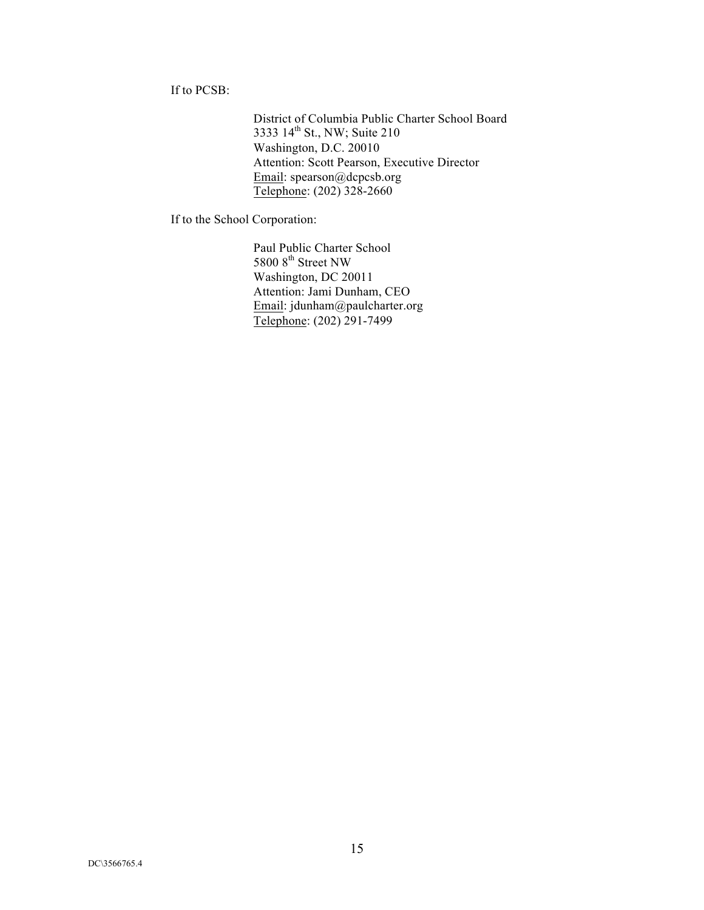If to PCSB:

> District of Columbia Public Charter School Board
> 3333 14th St., NW; Suite 210
> Washington, D.C. 20010
> Attention: Scott Pearson, Executive Director
> Email: spearson@dcpcsb.org
> Telephone: (202) 328-2660

If to the School Corporation:

> Paul Public Charter School
> 5800 8th Street NW
> Washington, DC 20011
> Attention: Jami Dunham, CEO
> Email: jdunham@paulcharter.org
> Telephone: (202) 291-7499

DC\3566765.4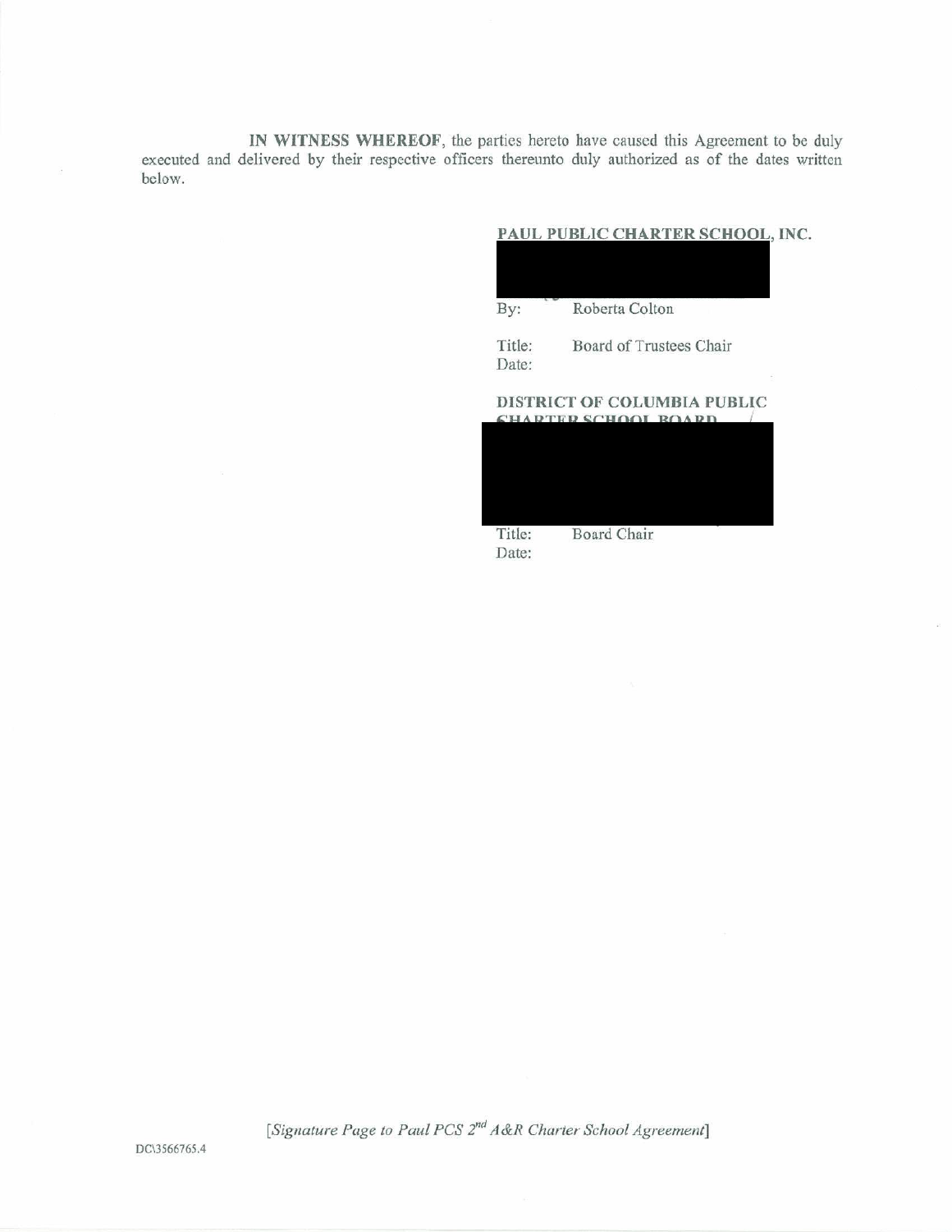**IN WITNESS WHEREOF**, the parties hereto have caused this Agreement to be duly executed and delivered by their respective officers thereunto duly authorized as of the dates written below.

**PAUL PUBLIC CHARTER SCHOOL, INC.**

By: Roberta Colton

Title: Board of Trustees Chair

Date:

**DISTRICT OF COLUMBIA PUBLIC CHARTER SCHOOL BOARD**

Title: Board Chair

Date:

*[Signature Page to Paul PCS 2nd A&R Charter School Agreement]*

DC\3566765.4